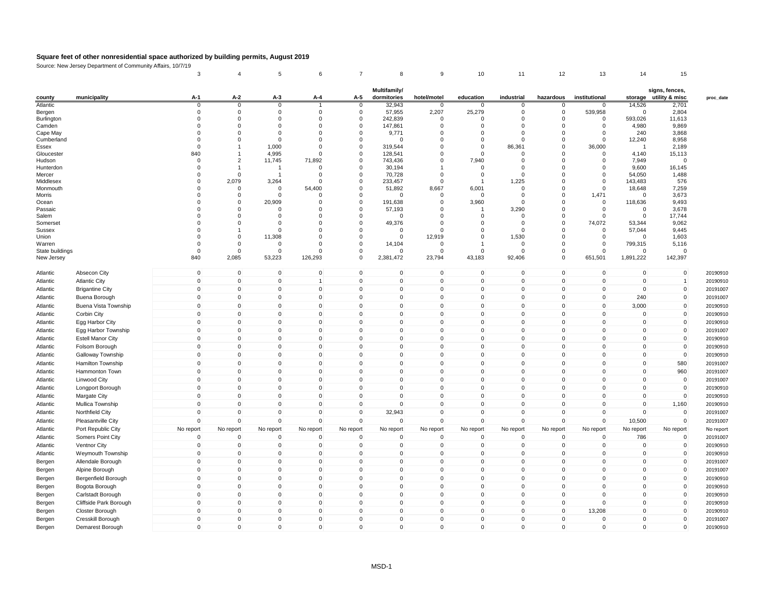# Square feet of other nonresidential space authorized by building permits, August 2019

Source: New Jersey Department of Community Affairs, 10/7/19

| | | 3 | 4 | 5 | 6 | 7 | 8 | 9 | 10 | 11 | 12 | 13 | 14 | 15 | |
|---|---|---|---|---|---|---|---|---|---|---|---|---|---|---|---|
| county | municipality | A-1 | A-2 | A-3 | A-4 | A-5 | Multifamily/ dormitories | hotel/motel | education | industrial | hazardous | institutional | storage | signs, fences, utility & misc | proc_date |
| Atlantic | | 0 | 0 | 0 | 1 | 0 | 32,943 | 0 | 0 | 0 | 0 | 0 | 14,526 | 2,701 | |
| Bergen | | 0 | 0 | 0 | 0 | 0 | 57,955 | 2,207 | 25,279 | 0 | 0 | 539,958 | 0 | 2,804 | |
| Burlington | | 0 | 0 | 0 | 0 | 0 | 242,839 | 0 | 0 | 0 | 0 | 0 | 593,026 | 11,613 | |
| Camden | | 0 | 0 | 0 | 0 | 0 | 147,861 | 0 | 0 | 0 | 0 | 0 | 4,980 | 9,869 | |
| Cape May | | 0 | 0 | 0 | 0 | 0 | 9,771 | 0 | 0 | 0 | 0 | 0 | 240 | 3,868 | |
| Cumberland | | 0 | 0 | 0 | 0 | 0 | 0 | 0 | 0 | 0 | 0 | 0 | 12,240 | 8,958 | |
| Essex | | 0 | 1 | 1,000 | 0 | 0 | 319,544 | 0 | 0 | 86,361 | 0 | 36,000 | 1 | 2,189 | |
| Gloucester | | 840 | 1 | 4,995 | 0 | 0 | 128,541 | 0 | 0 | 0 | 0 | 0 | 4,140 | 15,113 | |
| Hudson | | 0 | 2 | 11,745 | 71,892 | 0 | 743,436 | 0 | 7,940 | 0 | 0 | 0 | 7,949 | 0 | |
| Hunterdon | | 0 | 1 | 1 | 0 | 0 | 30,194 | 1 | 0 | 0 | 0 | 0 | 9,600 | 16,145 | |
| Mercer | | 0 | 0 | 1 | 0 | 0 | 70,728 | 0 | 0 | 0 | 0 | 0 | 54,050 | 1,488 | |
| Middlesex | | 0 | 2,079 | 3,264 | 0 | 0 | 233,457 | 0 | 1 | 1,225 | 0 | 0 | 143,483 | 576 | |
| Monmouth | | 0 | 0 | 0 | 54,400 | 0 | 51,892 | 8,667 | 6,001 | 0 | 0 | 0 | 18,648 | 7,259 | |
| Morris | | 0 | 0 | 0 | 0 | 0 | 0 | 0 | 0 | 0 | 0 | 1,471 | 0 | 3,673 | |
| Ocean | | 0 | 0 | 20,909 | 0 | 0 | 191,638 | 0 | 3,960 | 0 | 0 | 0 | 118,636 | 9,493 | |
| Passaic | | 0 | 0 | 0 | 0 | 0 | 57,193 | 0 | 1 | 3,290 | 0 | 0 | 0 | 3,678 | |
| Salem | | 0 | 0 | 0 | 0 | 0 | 0 | 0 | 0 | 0 | 0 | 0 | 0 | 17,744 | |
| Somerset | | 0 | 0 | 0 | 0 | 0 | 49,376 | 0 | 0 | 0 | 0 | 74,072 | 53,344 | 9,062 | |
| Sussex | | 0 | 1 | 0 | 0 | 0 | 0 | 0 | 0 | 0 | 0 | 0 | 57,044 | 9,445 | |
| Union | | 0 | 0 | 11,308 | 0 | 0 | 0 | 12,919 | 0 | 1,530 | 0 | 0 | 0 | 1,603 | |
| Warren | | 0 | 0 | 0 | 0 | 0 | 14,104 | 0 | 1 | 0 | 0 | 0 | 799,315 | 5,116 | |
| State buildings | | 0 | 0 | 0 | 0 | 0 | 0 | 0 | 0 | 0 | 0 | 0 | 0 | 0 | |
| New Jersey | | 840 | 2,085 | 53,223 | 126,293 | 0 | 2,381,472 | 23,794 | 43,183 | 92,406 | 0 | 651,501 | 1,891,222 | 142,397 | |
| Atlantic | Absecon City | 0 | 0 | 0 | 0 | 0 | 0 | 0 | 0 | 0 | 0 | 0 | 0 | 0 | 20190910 |
| Atlantic | Atlantic City | 0 | 0 | 0 | 1 | 0 | 0 | 0 | 0 | 0 | 0 | 0 | 0 | 1 | 20190910 |
| Atlantic | Brigantine City | 0 | 0 | 0 | 0 | 0 | 0 | 0 | 0 | 0 | 0 | 0 | 0 | 0 | 20191007 |
| Atlantic | Buena Borough | 0 | 0 | 0 | 0 | 0 | 0 | 0 | 0 | 0 | 0 | 0 | 240 | 0 | 20191007 |
| Atlantic | Buena Vista Township | 0 | 0 | 0 | 0 | 0 | 0 | 0 | 0 | 0 | 0 | 0 | 3,000 | 0 | 20190910 |
| Atlantic | Corbin City | 0 | 0 | 0 | 0 | 0 | 0 | 0 | 0 | 0 | 0 | 0 | 0 | 0 | 20190910 |
| Atlantic | Egg Harbor City | 0 | 0 | 0 | 0 | 0 | 0 | 0 | 0 | 0 | 0 | 0 | 0 | 0 | 20190910 |
| Atlantic | Egg Harbor Township | 0 | 0 | 0 | 0 | 0 | 0 | 0 | 0 | 0 | 0 | 0 | 0 | 0 | 20191007 |
| Atlantic | Estell Manor City | 0 | 0 | 0 | 0 | 0 | 0 | 0 | 0 | 0 | 0 | 0 | 0 | 0 | 20190910 |
| Atlantic | Folsom Borough | 0 | 0 | 0 | 0 | 0 | 0 | 0 | 0 | 0 | 0 | 0 | 0 | 0 | 20190910 |
| Atlantic | Galloway Township | 0 | 0 | 0 | 0 | 0 | 0 | 0 | 0 | 0 | 0 | 0 | 0 | 0 | 20190910 |
| Atlantic | Hamilton Township | 0 | 0 | 0 | 0 | 0 | 0 | 0 | 0 | 0 | 0 | 0 | 0 | 580 | 20191007 |
| Atlantic | Hammonton Town | 0 | 0 | 0 | 0 | 0 | 0 | 0 | 0 | 0 | 0 | 0 | 0 | 960 | 20191007 |
| Atlantic | Linwood City | 0 | 0 | 0 | 0 | 0 | 0 | 0 | 0 | 0 | 0 | 0 | 0 | 0 | 20191007 |
| Atlantic | Longport Borough | 0 | 0 | 0 | 0 | 0 | 0 | 0 | 0 | 0 | 0 | 0 | 0 | 0 | 20190910 |
| Atlantic | Margate City | 0 | 0 | 0 | 0 | 0 | 0 | 0 | 0 | 0 | 0 | 0 | 0 | 0 | 20190910 |
| Atlantic | Mullica Township | 0 | 0 | 0 | 0 | 0 | 0 | 0 | 0 | 0 | 0 | 0 | 0 | 1,160 | 20190910 |
| Atlantic | Northfield City | 0 | 0 | 0 | 0 | 0 | 32,943 | 0 | 0 | 0 | 0 | 0 | 0 | 0 | 20191007 |
| Atlantic | Pleasantville City | 0 | 0 | 0 | 0 | 0 | 0 | 0 | 0 | 0 | 0 | 0 | 10,500 | 0 | 20191007 |
| Atlantic | Port Republic City | No report | No report | No report | No report | No report | No report | No report | No report | No report | No report | No report | No report | No report | No report |
| Atlantic | Somers Point City | 0 | 0 | 0 | 0 | 0 | 0 | 0 | 0 | 0 | 0 | 0 | 786 | 0 | 20191007 |
| Atlantic | Ventnor City | 0 | 0 | 0 | 0 | 0 | 0 | 0 | 0 | 0 | 0 | 0 | 0 | 0 | 20190910 |
| Atlantic | Weymouth Township | 0 | 0 | 0 | 0 | 0 | 0 | 0 | 0 | 0 | 0 | 0 | 0 | 0 | 20190910 |
| Bergen | Allendale Borough | 0 | 0 | 0 | 0 | 0 | 0 | 0 | 0 | 0 | 0 | 0 | 0 | 0 | 20191007 |
| Bergen | Alpine Borough | 0 | 0 | 0 | 0 | 0 | 0 | 0 | 0 | 0 | 0 | 0 | 0 | 0 | 20191007 |
| Bergen | Bergenfield Borough | 0 | 0 | 0 | 0 | 0 | 0 | 0 | 0 | 0 | 0 | 0 | 0 | 0 | 20190910 |
| Bergen | Bogota Borough | 0 | 0 | 0 | 0 | 0 | 0 | 0 | 0 | 0 | 0 | 0 | 0 | 0 | 20190910 |
| Bergen | Carlstadt Borough | 0 | 0 | 0 | 0 | 0 | 0 | 0 | 0 | 0 | 0 | 0 | 0 | 0 | 20190910 |
| Bergen | Cliffside Park Borough | 0 | 0 | 0 | 0 | 0 | 0 | 0 | 0 | 0 | 0 | 0 | 0 | 0 | 20190910 |
| Bergen | Closter Borough | 0 | 0 | 0 | 0 | 0 | 0 | 0 | 0 | 0 | 0 | 13,208 | 0 | 0 | 20190910 |
| Bergen | Cresskill Borough | 0 | 0 | 0 | 0 | 0 | 0 | 0 | 0 | 0 | 0 | 0 | 0 | 0 | 20191007 |
| Bergen | Demarest Borough | 0 | 0 | 0 | 0 | 0 | 0 | 0 | 0 | 0 | 0 | 0 | 0 | 0 | 20190910 |

MSD-1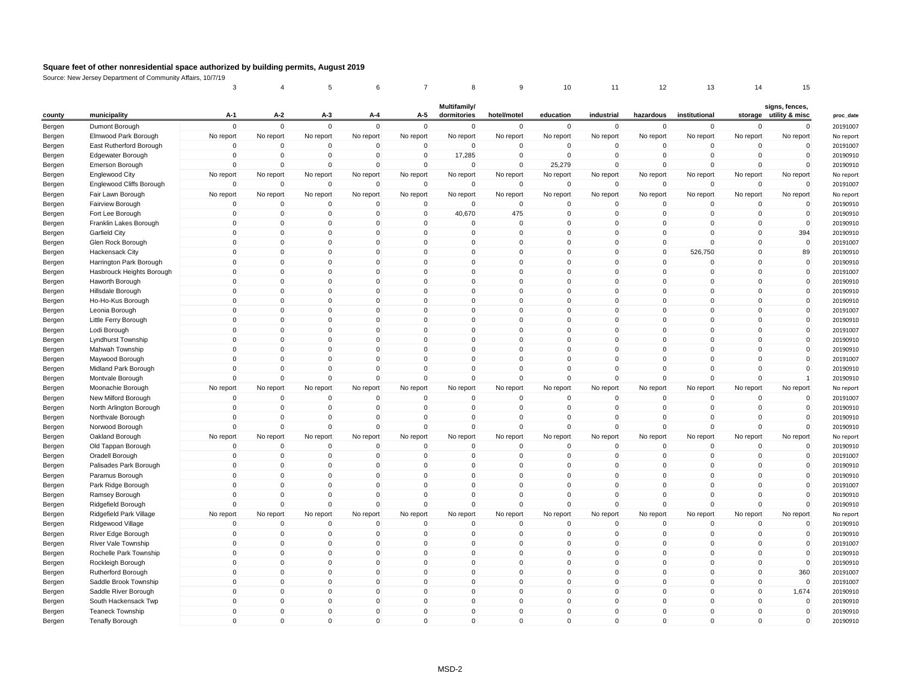## Square feet of other nonresidential space authorized by building permits, August 2019

Source: New Jersey Department of Community Affairs, 10/7/19

| county | municipality | A-1 | A-2 | A-3 | A-4 | A-5 | Multifamily/ dormitories | hotel/motel | education | industrial | hazardous | institutional | storage | signs, fences, utility & misc | proc_date |
|---|---|---|---|---|---|---|---|---|---|---|---|---|---|---|---|
| | | 3 | 4 | 5 | 6 | 7 | 8 | 9 | 10 | 11 | 12 | 13 | 14 | 15 | |
| Bergen | Dumont Borough | 0 | 0 | 0 | 0 | 0 | 0 | 0 | 0 | 0 | 0 | 0 | 0 | 0 | 20191007 |
| Bergen | Elmwood Park Borough | No report | No report | No report | No report | No report | No report | No report | No report | No report | No report | No report | No report | No report | No report |
| Bergen | East Rutherford Borough | 0 | 0 | 0 | 0 | 0 | 0 | 0 | 0 | 0 | 0 | 0 | 0 | 0 | 20191007 |
| Bergen | Edgewater Borough | 0 | 0 | 0 | 0 | 0 | 17,285 | 0 | 0 | 0 | 0 | 0 | 0 | 0 | 20190910 |
| Bergen | Emerson Borough | 0 | 0 | 0 | 0 | 0 | 0 | 0 | 25,279 | 0 | 0 | 0 | 0 | 0 | 20190910 |
| Bergen | Englewood City | No report | No report | No report | No report | No report | No report | No report | No report | No report | No report | No report | No report | No report | No report |
| Bergen | Englewood Cliffs Borough | 0 | 0 | 0 | 0 | 0 | 0 | 0 | 0 | 0 | 0 | 0 | 0 | 0 | 20191007 |
| Bergen | Fair Lawn Borough | No report | No report | No report | No report | No report | No report | No report | No report | No report | No report | No report | No report | No report | No report |
| Bergen | Fairview Borough | 0 | 0 | 0 | 0 | 0 | 0 | 0 | 0 | 0 | 0 | 0 | 0 | 0 | 20190910 |
| Bergen | Fort Lee Borough | 0 | 0 | 0 | 0 | 0 | 40,670 | 475 | 0 | 0 | 0 | 0 | 0 | 0 | 20190910 |
| Bergen | Franklin Lakes Borough | 0 | 0 | 0 | 0 | 0 | 0 | 0 | 0 | 0 | 0 | 0 | 0 | 0 | 20190910 |
| Bergen | Garfield City | 0 | 0 | 0 | 0 | 0 | 0 | 0 | 0 | 0 | 0 | 0 | 0 | 394 | 20190910 |
| Bergen | Glen Rock Borough | 0 | 0 | 0 | 0 | 0 | 0 | 0 | 0 | 0 | 0 | 0 | 0 | 0 | 20191007 |
| Bergen | Hackensack City | 0 | 0 | 0 | 0 | 0 | 0 | 0 | 0 | 0 | 0 | 526,750 | 0 | 89 | 20190910 |
| Bergen | Harrington Park Borough | 0 | 0 | 0 | 0 | 0 | 0 | 0 | 0 | 0 | 0 | 0 | 0 | 0 | 20190910 |
| Bergen | Hasbrouck Heights Borough | 0 | 0 | 0 | 0 | 0 | 0 | 0 | 0 | 0 | 0 | 0 | 0 | 0 | 20191007 |
| Bergen | Haworth Borough | 0 | 0 | 0 | 0 | 0 | 0 | 0 | 0 | 0 | 0 | 0 | 0 | 0 | 20190910 |
| Bergen | Hillsdale Borough | 0 | 0 | 0 | 0 | 0 | 0 | 0 | 0 | 0 | 0 | 0 | 0 | 0 | 20190910 |
| Bergen | Ho-Ho-Kus Borough | 0 | 0 | 0 | 0 | 0 | 0 | 0 | 0 | 0 | 0 | 0 | 0 | 0 | 20190910 |
| Bergen | Leonia Borough | 0 | 0 | 0 | 0 | 0 | 0 | 0 | 0 | 0 | 0 | 0 | 0 | 0 | 20191007 |
| Bergen | Little Ferry Borough | 0 | 0 | 0 | 0 | 0 | 0 | 0 | 0 | 0 | 0 | 0 | 0 | 0 | 20190910 |
| Bergen | Lodi Borough | 0 | 0 | 0 | 0 | 0 | 0 | 0 | 0 | 0 | 0 | 0 | 0 | 0 | 20191007 |
| Bergen | Lyndhurst Township | 0 | 0 | 0 | 0 | 0 | 0 | 0 | 0 | 0 | 0 | 0 | 0 | 0 | 20190910 |
| Bergen | Mahwah Township | 0 | 0 | 0 | 0 | 0 | 0 | 0 | 0 | 0 | 0 | 0 | 0 | 0 | 20190910 |
| Bergen | Maywood Borough | 0 | 0 | 0 | 0 | 0 | 0 | 0 | 0 | 0 | 0 | 0 | 0 | 0 | 20191007 |
| Bergen | Midland Park Borough | 0 | 0 | 0 | 0 | 0 | 0 | 0 | 0 | 0 | 0 | 0 | 0 | 0 | 20190910 |
| Bergen | Montvale Borough | 0 | 0 | 0 | 0 | 0 | 0 | 0 | 0 | 0 | 0 | 0 | 0 | 1 | 20190910 |
| Bergen | Moonachie Borough | No report | No report | No report | No report | No report | No report | No report | No report | No report | No report | No report | No report | No report | No report |
| Bergen | New Milford Borough | 0 | 0 | 0 | 0 | 0 | 0 | 0 | 0 | 0 | 0 | 0 | 0 | 0 | 20191007 |
| Bergen | North Arlington Borough | 0 | 0 | 0 | 0 | 0 | 0 | 0 | 0 | 0 | 0 | 0 | 0 | 0 | 20190910 |
| Bergen | Northvale Borough | 0 | 0 | 0 | 0 | 0 | 0 | 0 | 0 | 0 | 0 | 0 | 0 | 0 | 20190910 |
| Bergen | Norwood Borough | 0 | 0 | 0 | 0 | 0 | 0 | 0 | 0 | 0 | 0 | 0 | 0 | 0 | 20190910 |
| Bergen | Oakland Borough | No report | No report | No report | No report | No report | No report | No report | No report | No report | No report | No report | No report | No report | No report |
| Bergen | Old Tappan Borough | 0 | 0 | 0 | 0 | 0 | 0 | 0 | 0 | 0 | 0 | 0 | 0 | 0 | 20190910 |
| Bergen | Oradell Borough | 0 | 0 | 0 | 0 | 0 | 0 | 0 | 0 | 0 | 0 | 0 | 0 | 0 | 20191007 |
| Bergen | Palisades Park Borough | 0 | 0 | 0 | 0 | 0 | 0 | 0 | 0 | 0 | 0 | 0 | 0 | 0 | 20190910 |
| Bergen | Paramus Borough | 0 | 0 | 0 | 0 | 0 | 0 | 0 | 0 | 0 | 0 | 0 | 0 | 0 | 20190910 |
| Bergen | Park Ridge Borough | 0 | 0 | 0 | 0 | 0 | 0 | 0 | 0 | 0 | 0 | 0 | 0 | 0 | 20191007 |
| Bergen | Ramsey Borough | 0 | 0 | 0 | 0 | 0 | 0 | 0 | 0 | 0 | 0 | 0 | 0 | 0 | 20190910 |
| Bergen | Ridgefield Borough | 0 | 0 | 0 | 0 | 0 | 0 | 0 | 0 | 0 | 0 | 0 | 0 | 0 | 20190910 |
| Bergen | Ridgefield Park Village | No report | No report | No report | No report | No report | No report | No report | No report | No report | No report | No report | No report | No report | No report |
| Bergen | Ridgewood Village | 0 | 0 | 0 | 0 | 0 | 0 | 0 | 0 | 0 | 0 | 0 | 0 | 0 | 20190910 |
| Bergen | River Edge Borough | 0 | 0 | 0 | 0 | 0 | 0 | 0 | 0 | 0 | 0 | 0 | 0 | 0 | 20190910 |
| Bergen | River Vale Township | 0 | 0 | 0 | 0 | 0 | 0 | 0 | 0 | 0 | 0 | 0 | 0 | 0 | 20191007 |
| Bergen | Rochelle Park Township | 0 | 0 | 0 | 0 | 0 | 0 | 0 | 0 | 0 | 0 | 0 | 0 | 0 | 20190910 |
| Bergen | Rockleigh Borough | 0 | 0 | 0 | 0 | 0 | 0 | 0 | 0 | 0 | 0 | 0 | 0 | 0 | 20190910 |
| Bergen | Rutherford Borough | 0 | 0 | 0 | 0 | 0 | 0 | 0 | 0 | 0 | 0 | 0 | 0 | 360 | 20191007 |
| Bergen | Saddle Brook Township | 0 | 0 | 0 | 0 | 0 | 0 | 0 | 0 | 0 | 0 | 0 | 0 | 0 | 20191007 |
| Bergen | Saddle River Borough | 0 | 0 | 0 | 0 | 0 | 0 | 0 | 0 | 0 | 0 | 0 | 0 | 1,674 | 20190910 |
| Bergen | South Hackensack Twp | 0 | 0 | 0 | 0 | 0 | 0 | 0 | 0 | 0 | 0 | 0 | 0 | 0 | 20190910 |
| Bergen | Teaneck Township | 0 | 0 | 0 | 0 | 0 | 0 | 0 | 0 | 0 | 0 | 0 | 0 | 0 | 20190910 |
| Bergen | Tenafly Borough | 0 | 0 | 0 | 0 | 0 | 0 | 0 | 0 | 0 | 0 | 0 | 0 | 0 | 20190910 |

MSD-2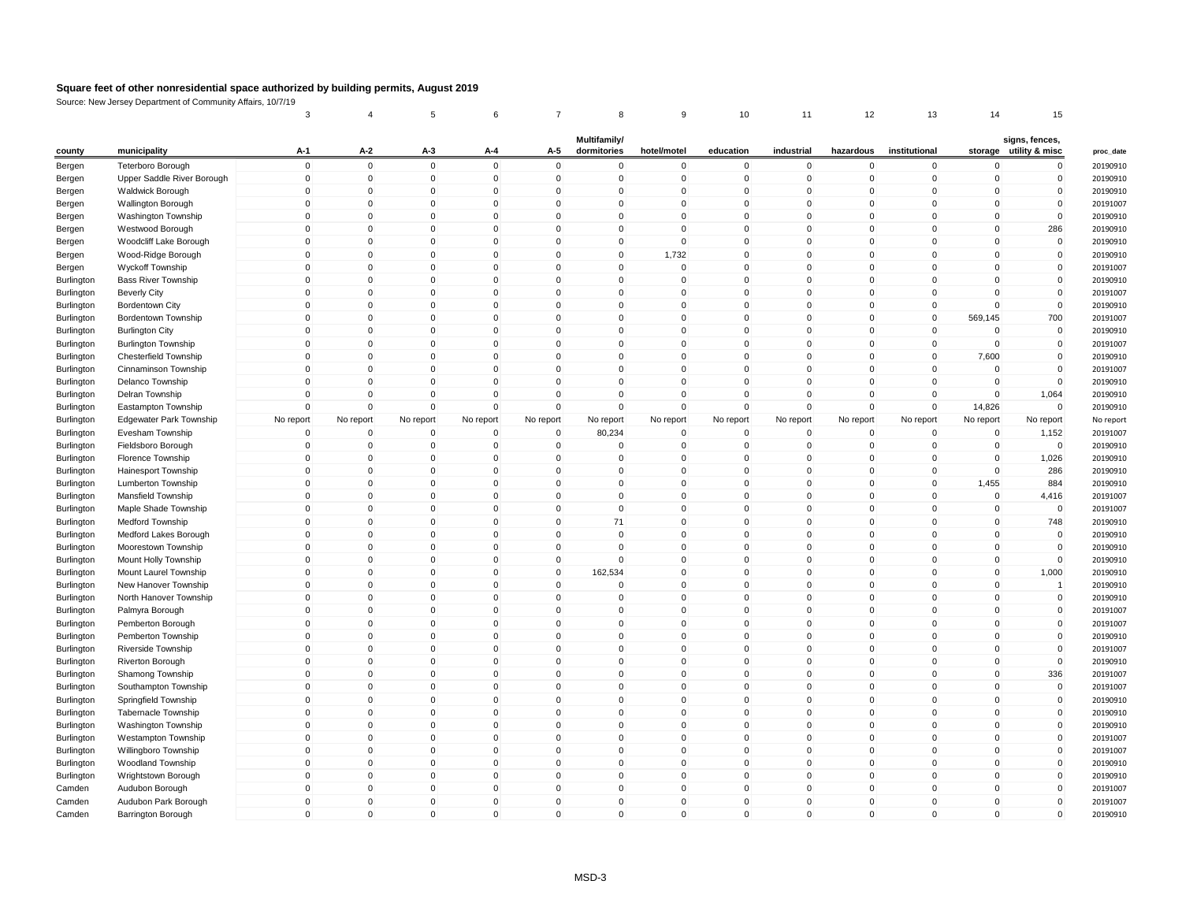**Square feet of other nonresidential space authorized by building permits, August 2019**

Source: New Jersey Department of Community Affairs, 10/7/19

| | | 3 | 4 | 5 | 6 | 7 | 8 | 9 | 10 | 11 | 12 | 13 | 14 | 15 | |
|---|---|---|---|---|---|---|---|---|---|---|---|---|---|---|---|
| county | municipality | A-1 | A-2 | A-3 | A-4 | A-5 | Multifamily/ dormitories | hotel/motel | education | industrial | hazardous | institutional | storage | signs, fences, utility & misc | proc_date |
| Bergen | Teterboro Borough | 0 | 0 | 0 | 0 | 0 | 0 | 0 | 0 | 0 | 0 | 0 | 0 | 0 | 20190910 |
| Bergen | Upper Saddle River Borough | 0 | 0 | 0 | 0 | 0 | 0 | 0 | 0 | 0 | 0 | 0 | 0 | 0 | 20190910 |
| Bergen | Waldwick Borough | 0 | 0 | 0 | 0 | 0 | 0 | 0 | 0 | 0 | 0 | 0 | 0 | 0 | 20190910 |
| Bergen | Wallington Borough | 0 | 0 | 0 | 0 | 0 | 0 | 0 | 0 | 0 | 0 | 0 | 0 | 0 | 20191007 |
| Bergen | Washington Township | 0 | 0 | 0 | 0 | 0 | 0 | 0 | 0 | 0 | 0 | 0 | 0 | 0 | 20190910 |
| Bergen | Westwood Borough | 0 | 0 | 0 | 0 | 0 | 0 | 0 | 0 | 0 | 0 | 0 | 0 | 286 | 20190910 |
| Bergen | Woodcliff Lake Borough | 0 | 0 | 0 | 0 | 0 | 0 | 0 | 0 | 0 | 0 | 0 | 0 | 0 | 20190910 |
| Bergen | Wood-Ridge Borough | 0 | 0 | 0 | 0 | 0 | 0 | 1,732 | 0 | 0 | 0 | 0 | 0 | 0 | 20190910 |
| Bergen | Wyckoff Township | 0 | 0 | 0 | 0 | 0 | 0 | 0 | 0 | 0 | 0 | 0 | 0 | 0 | 20191007 |
| Burlington | Bass River Township | 0 | 0 | 0 | 0 | 0 | 0 | 0 | 0 | 0 | 0 | 0 | 0 | 0 | 20190910 |
| Burlington | Beverly City | 0 | 0 | 0 | 0 | 0 | 0 | 0 | 0 | 0 | 0 | 0 | 0 | 0 | 20191007 |
| Burlington | Bordentown City | 0 | 0 | 0 | 0 | 0 | 0 | 0 | 0 | 0 | 0 | 0 | 0 | 0 | 20190910 |
| Burlington | Bordentown Township | 0 | 0 | 0 | 0 | 0 | 0 | 0 | 0 | 0 | 0 | 0 | 569,145 | 700 | 20191007 |
| Burlington | Burlington City | 0 | 0 | 0 | 0 | 0 | 0 | 0 | 0 | 0 | 0 | 0 | 0 | 0 | 20190910 |
| Burlington | Burlington Township | 0 | 0 | 0 | 0 | 0 | 0 | 0 | 0 | 0 | 0 | 0 | 0 | 0 | 20191007 |
| Burlington | Chesterfield Township | 0 | 0 | 0 | 0 | 0 | 0 | 0 | 0 | 0 | 0 | 0 | 7,600 | 0 | 20190910 |
| Burlington | Cinnaminson Township | 0 | 0 | 0 | 0 | 0 | 0 | 0 | 0 | 0 | 0 | 0 | 0 | 0 | 20191007 |
| Burlington | Delanco Township | 0 | 0 | 0 | 0 | 0 | 0 | 0 | 0 | 0 | 0 | 0 | 0 | 0 | 20190910 |
| Burlington | Delran Township | 0 | 0 | 0 | 0 | 0 | 0 | 0 | 0 | 0 | 0 | 0 | 0 | 1,064 | 20190910 |
| Burlington | Eastampton Township | 0 | 0 | 0 | 0 | 0 | 0 | 0 | 0 | 0 | 0 | 0 | 14,826 | 0 | 20190910 |
| Burlington | Edgewater Park Township | No report | No report | No report | No report | No report | No report | No report | No report | No report | No report | No report | No report | No report | No report |
| Burlington | Evesham Township | 0 | 0 | 0 | 0 | 0 | 80,234 | 0 | 0 | 0 | 0 | 0 | 0 | 1,152 | 20191007 |
| Burlington | Fieldsboro Borough | 0 | 0 | 0 | 0 | 0 | 0 | 0 | 0 | 0 | 0 | 0 | 0 | 0 | 20190910 |
| Burlington | Florence Township | 0 | 0 | 0 | 0 | 0 | 0 | 0 | 0 | 0 | 0 | 0 | 0 | 1,026 | 20190910 |
| Burlington | Hainesport Township | 0 | 0 | 0 | 0 | 0 | 0 | 0 | 0 | 0 | 0 | 0 | 0 | 286 | 20190910 |
| Burlington | Lumberton Township | 0 | 0 | 0 | 0 | 0 | 0 | 0 | 0 | 0 | 0 | 0 | 1,455 | 884 | 20190910 |
| Burlington | Mansfield Township | 0 | 0 | 0 | 0 | 0 | 0 | 0 | 0 | 0 | 0 | 0 | 0 | 4,416 | 20191007 |
| Burlington | Maple Shade Township | 0 | 0 | 0 | 0 | 0 | 0 | 0 | 0 | 0 | 0 | 0 | 0 | 0 | 20191007 |
| Burlington | Medford Township | 0 | 0 | 0 | 0 | 0 | 71 | 0 | 0 | 0 | 0 | 0 | 0 | 748 | 20190910 |
| Burlington | Medford Lakes Borough | 0 | 0 | 0 | 0 | 0 | 0 | 0 | 0 | 0 | 0 | 0 | 0 | 0 | 20190910 |
| Burlington | Moorestown Township | 0 | 0 | 0 | 0 | 0 | 0 | 0 | 0 | 0 | 0 | 0 | 0 | 0 | 20190910 |
| Burlington | Mount Holly Township | 0 | 0 | 0 | 0 | 0 | 0 | 0 | 0 | 0 | 0 | 0 | 0 | 0 | 20190910 |
| Burlington | Mount Laurel Township | 0 | 0 | 0 | 0 | 0 | 162,534 | 0 | 0 | 0 | 0 | 0 | 0 | 1,000 | 20190910 |
| Burlington | New Hanover Township | 0 | 0 | 0 | 0 | 0 | 0 | 0 | 0 | 0 | 0 | 0 | 0 | 1 | 20190910 |
| Burlington | North Hanover Township | 0 | 0 | 0 | 0 | 0 | 0 | 0 | 0 | 0 | 0 | 0 | 0 | 0 | 20190910 |
| Burlington | Palmyra Borough | 0 | 0 | 0 | 0 | 0 | 0 | 0 | 0 | 0 | 0 | 0 | 0 | 0 | 20191007 |
| Burlington | Pemberton Borough | 0 | 0 | 0 | 0 | 0 | 0 | 0 | 0 | 0 | 0 | 0 | 0 | 0 | 20191007 |
| Burlington | Pemberton Township | 0 | 0 | 0 | 0 | 0 | 0 | 0 | 0 | 0 | 0 | 0 | 0 | 0 | 20190910 |
| Burlington | Riverside Township | 0 | 0 | 0 | 0 | 0 | 0 | 0 | 0 | 0 | 0 | 0 | 0 | 0 | 20191007 |
| Burlington | Riverton Borough | 0 | 0 | 0 | 0 | 0 | 0 | 0 | 0 | 0 | 0 | 0 | 0 | 0 | 20190910 |
| Burlington | Shamong Township | 0 | 0 | 0 | 0 | 0 | 0 | 0 | 0 | 0 | 0 | 0 | 0 | 336 | 20191007 |
| Burlington | Southampton Township | 0 | 0 | 0 | 0 | 0 | 0 | 0 | 0 | 0 | 0 | 0 | 0 | 0 | 20191007 |
| Burlington | Springfield Township | 0 | 0 | 0 | 0 | 0 | 0 | 0 | 0 | 0 | 0 | 0 | 0 | 0 | 20190910 |
| Burlington | Tabernacle Township | 0 | 0 | 0 | 0 | 0 | 0 | 0 | 0 | 0 | 0 | 0 | 0 | 0 | 20190910 |
| Burlington | Washington Township | 0 | 0 | 0 | 0 | 0 | 0 | 0 | 0 | 0 | 0 | 0 | 0 | 0 | 20190910 |
| Burlington | Westampton Township | 0 | 0 | 0 | 0 | 0 | 0 | 0 | 0 | 0 | 0 | 0 | 0 | 0 | 20191007 |
| Burlington | Willingboro Township | 0 | 0 | 0 | 0 | 0 | 0 | 0 | 0 | 0 | 0 | 0 | 0 | 0 | 20191007 |
| Burlington | Woodland Township | 0 | 0 | 0 | 0 | 0 | 0 | 0 | 0 | 0 | 0 | 0 | 0 | 0 | 20190910 |
| Burlington | Wrightstown Borough | 0 | 0 | 0 | 0 | 0 | 0 | 0 | 0 | 0 | 0 | 0 | 0 | 0 | 20190910 |
| Camden | Audubon Borough | 0 | 0 | 0 | 0 | 0 | 0 | 0 | 0 | 0 | 0 | 0 | 0 | 0 | 20191007 |
| Camden | Audubon Park Borough | 0 | 0 | 0 | 0 | 0 | 0 | 0 | 0 | 0 | 0 | 0 | 0 | 0 | 20191007 |
| Camden | Barrington Borough | 0 | 0 | 0 | 0 | 0 | 0 | 0 | 0 | 0 | 0 | 0 | 0 | 0 | 20190910 |

MSD-3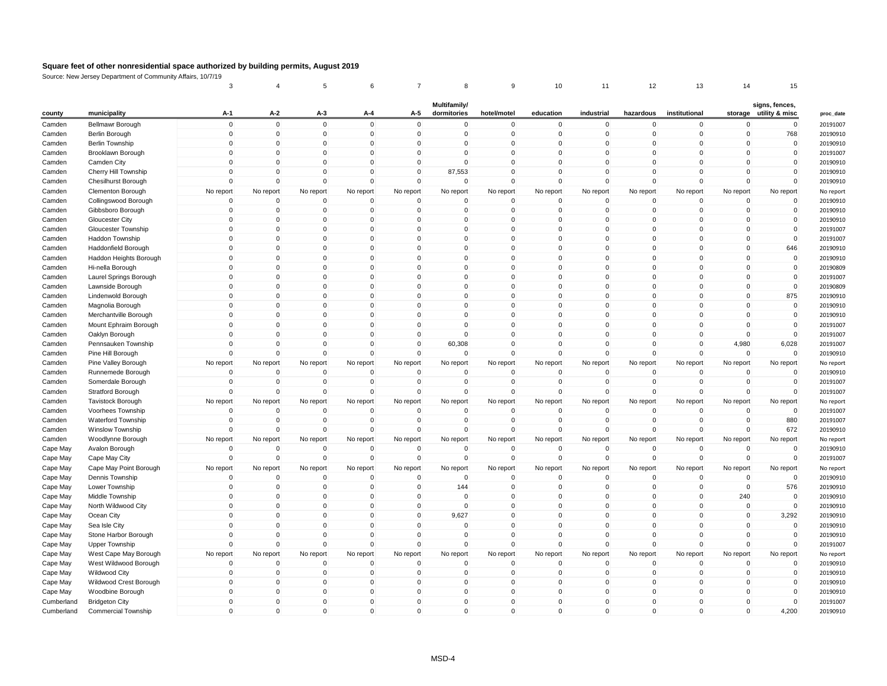# Square feet of other nonresidential space authorized by building permits, August 2019

Source: New Jersey Department of Community Affairs, 10/7/19

| | | 3 | 4 | 5 | 6 | 7 | 8 | 9 | 10 | 11 | 12 | 13 | 14 | 15 | |
|---|---|---|---|---|---|---|---|---|---|---|---|---|---|---|---|
| county | municipality | A-1 | A-2 | A-3 | A-4 | A-5 | Multifamily/ dormitories | hotel/motel | education | industrial | hazardous | institutional | storage | signs, fences, utility & misc | proc_date |
| Camden | Bellmawr Borough | 0 | 0 | 0 | 0 | 0 | 0 | 0 | 0 | 0 | 0 | 0 | 0 | 0 | 20191007 |
| Camden | Berlin Borough | 0 | 0 | 0 | 0 | 0 | 0 | 0 | 0 | 0 | 0 | 0 | 0 | 768 | 20190910 |
| Camden | Berlin Township | 0 | 0 | 0 | 0 | 0 | 0 | 0 | 0 | 0 | 0 | 0 | 0 | 0 | 20190910 |
| Camden | Brooklawn Borough | 0 | 0 | 0 | 0 | 0 | 0 | 0 | 0 | 0 | 0 | 0 | 0 | 0 | 20191007 |
| Camden | Camden City | 0 | 0 | 0 | 0 | 0 | 0 | 0 | 0 | 0 | 0 | 0 | 0 | 0 | 20190910 |
| Camden | Cherry Hill Township | 0 | 0 | 0 | 0 | 0 | 87,553 | 0 | 0 | 0 | 0 | 0 | 0 | 0 | 20190910 |
| Camden | Chesilhurst Borough | 0 | 0 | 0 | 0 | 0 | 0 | 0 | 0 | 0 | 0 | 0 | 0 | 0 | 20190910 |
| Camden | Clementon Borough | No report | No report | No report | No report | No report | No report | No report | No report | No report | No report | No report | No report | No report | No report |
| Camden | Collingswood Borough | 0 | 0 | 0 | 0 | 0 | 0 | 0 | 0 | 0 | 0 | 0 | 0 | 0 | 20190910 |
| Camden | Gibbsboro Borough | 0 | 0 | 0 | 0 | 0 | 0 | 0 | 0 | 0 | 0 | 0 | 0 | 0 | 20190910 |
| Camden | Gloucester City | 0 | 0 | 0 | 0 | 0 | 0 | 0 | 0 | 0 | 0 | 0 | 0 | 0 | 20190910 |
| Camden | Gloucester Township | 0 | 0 | 0 | 0 | 0 | 0 | 0 | 0 | 0 | 0 | 0 | 0 | 0 | 20191007 |
| Camden | Haddon Township | 0 | 0 | 0 | 0 | 0 | 0 | 0 | 0 | 0 | 0 | 0 | 0 | 0 | 20191007 |
| Camden | Haddonfield Borough | 0 | 0 | 0 | 0 | 0 | 0 | 0 | 0 | 0 | 0 | 0 | 0 | 646 | 20190910 |
| Camden | Haddon Heights Borough | 0 | 0 | 0 | 0 | 0 | 0 | 0 | 0 | 0 | 0 | 0 | 0 | 0 | 20190910 |
| Camden | Hi-nella Borough | 0 | 0 | 0 | 0 | 0 | 0 | 0 | 0 | 0 | 0 | 0 | 0 | 0 | 20190809 |
| Camden | Laurel Springs Borough | 0 | 0 | 0 | 0 | 0 | 0 | 0 | 0 | 0 | 0 | 0 | 0 | 0 | 20191007 |
| Camden | Lawnside Borough | 0 | 0 | 0 | 0 | 0 | 0 | 0 | 0 | 0 | 0 | 0 | 0 | 0 | 20190809 |
| Camden | Lindenwold Borough | 0 | 0 | 0 | 0 | 0 | 0 | 0 | 0 | 0 | 0 | 0 | 0 | 875 | 20190910 |
| Camden | Magnolia Borough | 0 | 0 | 0 | 0 | 0 | 0 | 0 | 0 | 0 | 0 | 0 | 0 | 0 | 20190910 |
| Camden | Merchantville Borough | 0 | 0 | 0 | 0 | 0 | 0 | 0 | 0 | 0 | 0 | 0 | 0 | 0 | 20190910 |
| Camden | Mount Ephraim Borough | 0 | 0 | 0 | 0 | 0 | 0 | 0 | 0 | 0 | 0 | 0 | 0 | 0 | 20191007 |
| Camden | Oaklyn Borough | 0 | 0 | 0 | 0 | 0 | 0 | 0 | 0 | 0 | 0 | 0 | 0 | 0 | 20191007 |
| Camden | Pennsauken Township | 0 | 0 | 0 | 0 | 0 | 60,308 | 0 | 0 | 0 | 0 | 0 | 4,980 | 6,028 | 20191007 |
| Camden | Pine Hill Borough | 0 | 0 | 0 | 0 | 0 | 0 | 0 | 0 | 0 | 0 | 0 | 0 | 0 | 20190910 |
| Camden | Pine Valley Borough | No report | No report | No report | No report | No report | No report | No report | No report | No report | No report | No report | No report | No report | No report |
| Camden | Runnemede Borough | 0 | 0 | 0 | 0 | 0 | 0 | 0 | 0 | 0 | 0 | 0 | 0 | 0 | 20190910 |
| Camden | Somerdale Borough | 0 | 0 | 0 | 0 | 0 | 0 | 0 | 0 | 0 | 0 | 0 | 0 | 0 | 20191007 |
| Camden | Stratford Borough | 0 | 0 | 0 | 0 | 0 | 0 | 0 | 0 | 0 | 0 | 0 | 0 | 0 | 20191007 |
| Camden | Tavistock Borough | No report | No report | No report | No report | No report | No report | No report | No report | No report | No report | No report | No report | No report | No report |
| Camden | Voorhees Township | 0 | 0 | 0 | 0 | 0 | 0 | 0 | 0 | 0 | 0 | 0 | 0 | 0 | 20191007 |
| Camden | Waterford Township | 0 | 0 | 0 | 0 | 0 | 0 | 0 | 0 | 0 | 0 | 0 | 0 | 880 | 20191007 |
| Camden | Winslow Township | 0 | 0 | 0 | 0 | 0 | 0 | 0 | 0 | 0 | 0 | 0 | 0 | 672 | 20190910 |
| Camden | Woodlynne Borough | No report | No report | No report | No report | No report | No report | No report | No report | No report | No report | No report | No report | No report | No report |
| Cape May | Avalon Borough | 0 | 0 | 0 | 0 | 0 | 0 | 0 | 0 | 0 | 0 | 0 | 0 | 0 | 20190910 |
| Cape May | Cape May City | 0 | 0 | 0 | 0 | 0 | 0 | 0 | 0 | 0 | 0 | 0 | 0 | 0 | 20191007 |
| Cape May | Cape May Point Borough | No report | No report | No report | No report | No report | No report | No report | No report | No report | No report | No report | No report | No report | No report |
| Cape May | Dennis Township | 0 | 0 | 0 | 0 | 0 | 0 | 0 | 0 | 0 | 0 | 0 | 0 | 0 | 20190910 |
| Cape May | Lower Township | 0 | 0 | 0 | 0 | 0 | 144 | 0 | 0 | 0 | 0 | 0 | 0 | 576 | 20190910 |
| Cape May | Middle Township | 0 | 0 | 0 | 0 | 0 | 0 | 0 | 0 | 0 | 0 | 0 | 240 | 0 | 20190910 |
| Cape May | North Wildwood City | 0 | 0 | 0 | 0 | 0 | 0 | 0 | 0 | 0 | 0 | 0 | 0 | 0 | 20190910 |
| Cape May | Ocean City | 0 | 0 | 0 | 0 | 0 | 9,627 | 0 | 0 | 0 | 0 | 0 | 0 | 3,292 | 20190910 |
| Cape May | Sea Isle City | 0 | 0 | 0 | 0 | 0 | 0 | 0 | 0 | 0 | 0 | 0 | 0 | 0 | 20190910 |
| Cape May | Stone Harbor Borough | 0 | 0 | 0 | 0 | 0 | 0 | 0 | 0 | 0 | 0 | 0 | 0 | 0 | 20190910 |
| Cape May | Upper Township | 0 | 0 | 0 | 0 | 0 | 0 | 0 | 0 | 0 | 0 | 0 | 0 | 0 | 20191007 |
| Cape May | West Cape May Borough | No report | No report | No report | No report | No report | No report | No report | No report | No report | No report | No report | No report | No report | No report |
| Cape May | West Wildwood Borough | 0 | 0 | 0 | 0 | 0 | 0 | 0 | 0 | 0 | 0 | 0 | 0 | 0 | 20190910 |
| Cape May | Wildwood City | 0 | 0 | 0 | 0 | 0 | 0 | 0 | 0 | 0 | 0 | 0 | 0 | 0 | 20190910 |
| Cape May | Wildwood Crest Borough | 0 | 0 | 0 | 0 | 0 | 0 | 0 | 0 | 0 | 0 | 0 | 0 | 0 | 20190910 |
| Cape May | Woodbine Borough | 0 | 0 | 0 | 0 | 0 | 0 | 0 | 0 | 0 | 0 | 0 | 0 | 0 | 20190910 |
| Cumberland | Bridgeton City | 0 | 0 | 0 | 0 | 0 | 0 | 0 | 0 | 0 | 0 | 0 | 0 | 0 | 20191007 |
| Cumberland | Commercial Township | 0 | 0 | 0 | 0 | 0 | 0 | 0 | 0 | 0 | 0 | 0 | 0 | 4,200 | 20190910 |

MSD-4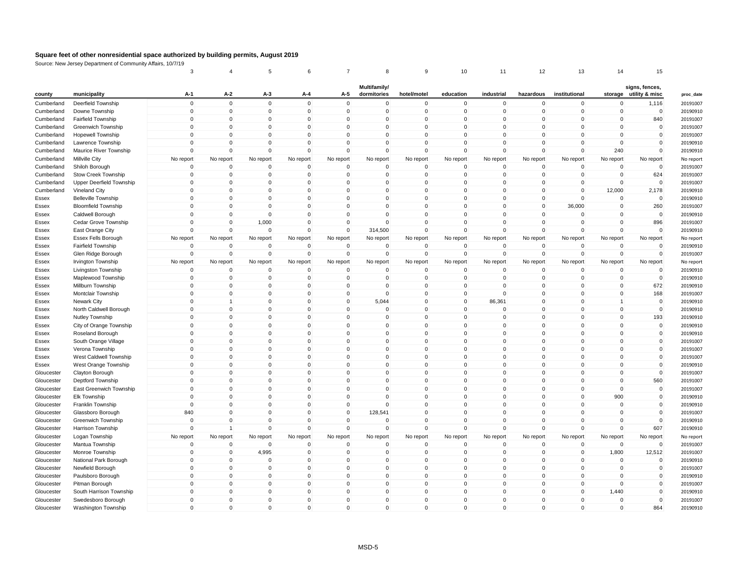**Square feet of other nonresidential space authorized by building permits, August 2019**

Source: New Jersey Department of Community Affairs, 10/7/19

| | | 3 | 4 | 5 | 6 | 7 | 8 | 9 | 10 | 11 | 12 | 13 | 14 | 15 | |
|---|---|---|---|---|---|---|---|---|---|---|---|---|---|---|---|
| county | municipality | A-1 | A-2 | A-3 | A-4 | A-5 | Multifamily/ dormitories | hotel/motel | education | industrial | hazardous | institutional | storage | signs, fences, utility & misc | proc_date |
| Cumberland | Deerfield Township | 0 | 0 | 0 | 0 | 0 | 0 | 0 | 0 | 0 | 0 | 0 | 0 | 1,116 | 20191007 |
| Cumberland | Downe Township | 0 | 0 | 0 | 0 | 0 | 0 | 0 | 0 | 0 | 0 | 0 | 0 | 0 | 20190910 |
| Cumberland | Fairfield Township | 0 | 0 | 0 | 0 | 0 | 0 | 0 | 0 | 0 | 0 | 0 | 0 | 840 | 20191007 |
| Cumberland | Greenwich Township | 0 | 0 | 0 | 0 | 0 | 0 | 0 | 0 | 0 | 0 | 0 | 0 | 0 | 20191007 |
| Cumberland | Hopewell Township | 0 | 0 | 0 | 0 | 0 | 0 | 0 | 0 | 0 | 0 | 0 | 0 | 0 | 20191007 |
| Cumberland | Lawrence Township | 0 | 0 | 0 | 0 | 0 | 0 | 0 | 0 | 0 | 0 | 0 | 0 | 0 | 20190910 |
| Cumberland | Maurice River Township | 0 | 0 | 0 | 0 | 0 | 0 | 0 | 0 | 0 | 0 | 0 | 240 | 0 | 20190910 |
| Cumberland | Millville City | No report | No report | No report | No report | No report | No report | No report | No report | No report | No report | No report | No report | No report | No report |
| Cumberland | Shiloh Borough | 0 | 0 | 0 | 0 | 0 | 0 | 0 | 0 | 0 | 0 | 0 | 0 | 0 | 20191007 |
| Cumberland | Stow Creek Township | 0 | 0 | 0 | 0 | 0 | 0 | 0 | 0 | 0 | 0 | 0 | 0 | 624 | 20191007 |
| Cumberland | Upper Deerfield Township | 0 | 0 | 0 | 0 | 0 | 0 | 0 | 0 | 0 | 0 | 0 | 0 | 0 | 20191007 |
| Cumberland | Vineland City | 0 | 0 | 0 | 0 | 0 | 0 | 0 | 0 | 0 | 0 | 0 | 12,000 | 2,178 | 20190910 |
| Essex | Belleville Township | 0 | 0 | 0 | 0 | 0 | 0 | 0 | 0 | 0 | 0 | 0 | 0 | 0 | 20190910 |
| Essex | Bloomfield Township | 0 | 0 | 0 | 0 | 0 | 0 | 0 | 0 | 0 | 0 | 36,000 | 0 | 260 | 20191007 |
| Essex | Caldwell Borough | 0 | 0 | 0 | 0 | 0 | 0 | 0 | 0 | 0 | 0 | 0 | 0 | 0 | 20190910 |
| Essex | Cedar Grove Township | 0 | 0 | 1,000 | 0 | 0 | 0 | 0 | 0 | 0 | 0 | 0 | 0 | 896 | 20191007 |
| Essex | East Orange City | 0 | 0 | 0 | 0 | 0 | 314,500 | 0 | 0 | 0 | 0 | 0 | 0 | 0 | 20190910 |
| Essex | Essex Fells Borough | No report | No report | No report | No report | No report | No report | No report | No report | No report | No report | No report | No report | No report | No report |
| Essex | Fairfield Township | 0 | 0 | 0 | 0 | 0 | 0 | 0 | 0 | 0 | 0 | 0 | 0 | 0 | 20190910 |
| Essex | Glen Ridge Borough | 0 | 0 | 0 | 0 | 0 | 0 | 0 | 0 | 0 | 0 | 0 | 0 | 0 | 20191007 |
| Essex | Irvington Township | No report | No report | No report | No report | No report | No report | No report | No report | No report | No report | No report | No report | No report | No report |
| Essex | Livingston Township | 0 | 0 | 0 | 0 | 0 | 0 | 0 | 0 | 0 | 0 | 0 | 0 | 0 | 20190910 |
| Essex | Maplewood Township | 0 | 0 | 0 | 0 | 0 | 0 | 0 | 0 | 0 | 0 | 0 | 0 | 0 | 20190910 |
| Essex | Millburn Township | 0 | 0 | 0 | 0 | 0 | 0 | 0 | 0 | 0 | 0 | 0 | 0 | 672 | 20190910 |
| Essex | Montclair Township | 0 | 0 | 0 | 0 | 0 | 0 | 0 | 0 | 0 | 0 | 0 | 0 | 168 | 20191007 |
| Essex | Newark City | 0 | 1 | 0 | 0 | 0 | 5,044 | 0 | 0 | 86,361 | 0 | 0 | 1 | 0 | 20190910 |
| Essex | North Caldwell Borough | 0 | 0 | 0 | 0 | 0 | 0 | 0 | 0 | 0 | 0 | 0 | 0 | 0 | 20190910 |
| Essex | Nutley Township | 0 | 0 | 0 | 0 | 0 | 0 | 0 | 0 | 0 | 0 | 0 | 0 | 193 | 20190910 |
| Essex | City of Orange Township | 0 | 0 | 0 | 0 | 0 | 0 | 0 | 0 | 0 | 0 | 0 | 0 | 0 | 20190910 |
| Essex | Roseland Borough | 0 | 0 | 0 | 0 | 0 | 0 | 0 | 0 | 0 | 0 | 0 | 0 | 0 | 20190910 |
| Essex | South Orange Village | 0 | 0 | 0 | 0 | 0 | 0 | 0 | 0 | 0 | 0 | 0 | 0 | 0 | 20191007 |
| Essex | Verona Township | 0 | 0 | 0 | 0 | 0 | 0 | 0 | 0 | 0 | 0 | 0 | 0 | 0 | 20191007 |
| Essex | West Caldwell Township | 0 | 0 | 0 | 0 | 0 | 0 | 0 | 0 | 0 | 0 | 0 | 0 | 0 | 20191007 |
| Essex | West Orange Township | 0 | 0 | 0 | 0 | 0 | 0 | 0 | 0 | 0 | 0 | 0 | 0 | 0 | 20190910 |
| Gloucester | Clayton Borough | 0 | 0 | 0 | 0 | 0 | 0 | 0 | 0 | 0 | 0 | 0 | 0 | 0 | 20191007 |
| Gloucester | Deptford Township | 0 | 0 | 0 | 0 | 0 | 0 | 0 | 0 | 0 | 0 | 0 | 0 | 560 | 20191007 |
| Gloucester | East Greenwich Township | 0 | 0 | 0 | 0 | 0 | 0 | 0 | 0 | 0 | 0 | 0 | 0 | 0 | 20191007 |
| Gloucester | Elk Township | 0 | 0 | 0 | 0 | 0 | 0 | 0 | 0 | 0 | 0 | 0 | 900 | 0 | 20190910 |
| Gloucester | Franklin Township | 0 | 0 | 0 | 0 | 0 | 0 | 0 | 0 | 0 | 0 | 0 | 0 | 0 | 20190910 |
| Gloucester | Glassboro Borough | 840 | 0 | 0 | 0 | 0 | 128,541 | 0 | 0 | 0 | 0 | 0 | 0 | 0 | 20191007 |
| Gloucester | Greenwich Township | 0 | 0 | 0 | 0 | 0 | 0 | 0 | 0 | 0 | 0 | 0 | 0 | 0 | 20190910 |
| Gloucester | Harrison Township | 0 | 1 | 0 | 0 | 0 | 0 | 0 | 0 | 0 | 0 | 0 | 0 | 607 | 20190910 |
| Gloucester | Logan Township | No report | No report | No report | No report | No report | No report | No report | No report | No report | No report | No report | No report | No report | No report |
| Gloucester | Mantua Township | 0 | 0 | 0 | 0 | 0 | 0 | 0 | 0 | 0 | 0 | 0 | 0 | 0 | 20191007 |
| Gloucester | Monroe Township | 0 | 0 | 4,995 | 0 | 0 | 0 | 0 | 0 | 0 | 0 | 0 | 1,800 | 12,512 | 20191007 |
| Gloucester | National Park Borough | 0 | 0 | 0 | 0 | 0 | 0 | 0 | 0 | 0 | 0 | 0 | 0 | 0 | 20190910 |
| Gloucester | Newfield Borough | 0 | 0 | 0 | 0 | 0 | 0 | 0 | 0 | 0 | 0 | 0 | 0 | 0 | 20191007 |
| Gloucester | Paulsboro Borough | 0 | 0 | 0 | 0 | 0 | 0 | 0 | 0 | 0 | 0 | 0 | 0 | 0 | 20190910 |
| Gloucester | Pitman Borough | 0 | 0 | 0 | 0 | 0 | 0 | 0 | 0 | 0 | 0 | 0 | 0 | 0 | 20191007 |
| Gloucester | South Harrison Township | 0 | 0 | 0 | 0 | 0 | 0 | 0 | 0 | 0 | 0 | 0 | 1,440 | 0 | 20190910 |
| Gloucester | Swedesboro Borough | 0 | 0 | 0 | 0 | 0 | 0 | 0 | 0 | 0 | 0 | 0 | 0 | 0 | 20191007 |
| Gloucester | Washington Township | 0 | 0 | 0 | 0 | 0 | 0 | 0 | 0 | 0 | 0 | 0 | 0 | 864 | 20190910 |

MSD-5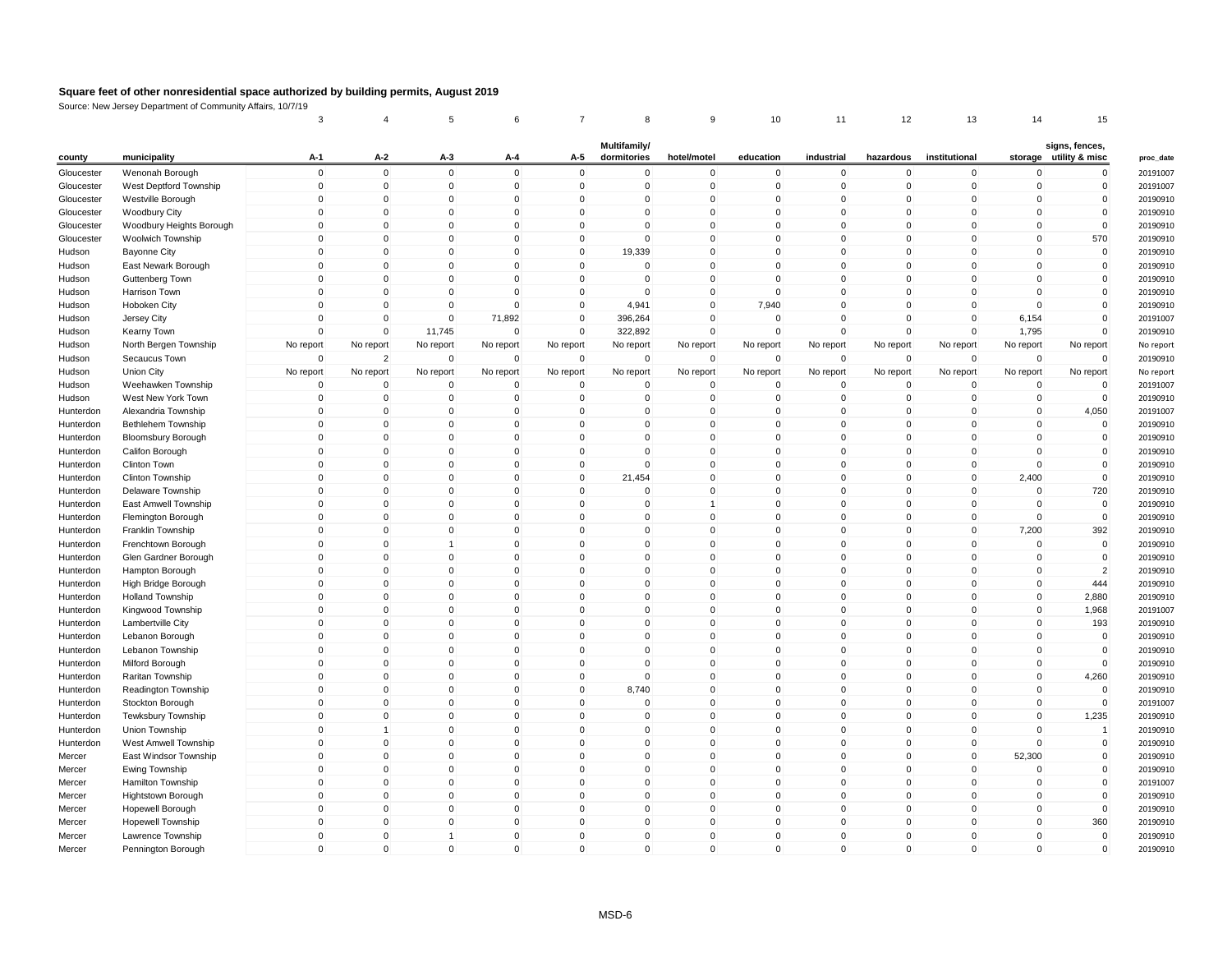# Square feet of other nonresidential space authorized by building permits, August 2019

Source: New Jersey Department of Community Affairs, 10/7/19

| | | 3 | 4 | 5 | 6 | 7 | 8 | 9 | 10 | 11 | 12 | 13 | 14 | 15 | |
|---|---|---|---|---|---|---|---|---|---|---|---|---|---|---|---|
| county | municipality | A-1 | A-2 | A-3 | A-4 | A-5 | Multifamily/ dormitories | hotel/motel | education | industrial | hazardous | institutional | storage | signs, fences, utility & misc | proc_date |
| Gloucester | Wenonah Borough | 0 | 0 | 0 | 0 | 0 | 0 | 0 | 0 | 0 | 0 | 0 | 0 | 0 | 20191007 |
| Gloucester | West Deptford Township | 0 | 0 | 0 | 0 | 0 | 0 | 0 | 0 | 0 | 0 | 0 | 0 | 0 | 20191007 |
| Gloucester | Westville Borough | 0 | 0 | 0 | 0 | 0 | 0 | 0 | 0 | 0 | 0 | 0 | 0 | 0 | 20190910 |
| Gloucester | Woodbury City | 0 | 0 | 0 | 0 | 0 | 0 | 0 | 0 | 0 | 0 | 0 | 0 | 0 | 20190910 |
| Gloucester | Woodbury Heights Borough | 0 | 0 | 0 | 0 | 0 | 0 | 0 | 0 | 0 | 0 | 0 | 0 | 0 | 20190910 |
| Gloucester | Woolwich Township | 0 | 0 | 0 | 0 | 0 | 0 | 0 | 0 | 0 | 0 | 0 | 0 | 570 | 20190910 |
| Hudson | Bayonne City | 0 | 0 | 0 | 0 | 0 | 19,339 | 0 | 0 | 0 | 0 | 0 | 0 | 0 | 20190910 |
| Hudson | East Newark Borough | 0 | 0 | 0 | 0 | 0 | 0 | 0 | 0 | 0 | 0 | 0 | 0 | 0 | 20190910 |
| Hudson | Guttenberg Town | 0 | 0 | 0 | 0 | 0 | 0 | 0 | 0 | 0 | 0 | 0 | 0 | 0 | 20190910 |
| Hudson | Harrison Town | 0 | 0 | 0 | 0 | 0 | 0 | 0 | 0 | 0 | 0 | 0 | 0 | 0 | 20190910 |
| Hudson | Hoboken City | 0 | 0 | 0 | 0 | 0 | 4,941 | 0 | 7,940 | 0 | 0 | 0 | 0 | 0 | 20190910 |
| Hudson | Jersey City | 0 | 0 | 0 | 71,892 | 0 | 396,264 | 0 | 0 | 0 | 0 | 0 | 6,154 | 0 | 20191007 |
| Hudson | Kearny Town | 0 | 0 | 11,745 | 0 | 0 | 322,892 | 0 | 0 | 0 | 0 | 0 | 1,795 | 0 | 20190910 |
| Hudson | North Bergen Township | No report | No report | No report | No report | No report | No report | No report | No report | No report | No report | No report | No report | No report | No report |
| Hudson | Secaucus Town | 0 | 2 | 0 | 0 | 0 | 0 | 0 | 0 | 0 | 0 | 0 | 0 | 0 | 20190910 |
| Hudson | Union City | No report | No report | No report | No report | No report | No report | No report | No report | No report | No report | No report | No report | No report | No report |
| Hudson | Weehawken Township | 0 | 0 | 0 | 0 | 0 | 0 | 0 | 0 | 0 | 0 | 0 | 0 | 0 | 20191007 |
| Hudson | West New York Town | 0 | 0 | 0 | 0 | 0 | 0 | 0 | 0 | 0 | 0 | 0 | 0 | 0 | 20190910 |
| Hunterdon | Alexandria Township | 0 | 0 | 0 | 0 | 0 | 0 | 0 | 0 | 0 | 0 | 0 | 0 | 4,050 | 20191007 |
| Hunterdon | Bethlehem Township | 0 | 0 | 0 | 0 | 0 | 0 | 0 | 0 | 0 | 0 | 0 | 0 | 0 | 20190910 |
| Hunterdon | Bloomsbury Borough | 0 | 0 | 0 | 0 | 0 | 0 | 0 | 0 | 0 | 0 | 0 | 0 | 0 | 20190910 |
| Hunterdon | Califon Borough | 0 | 0 | 0 | 0 | 0 | 0 | 0 | 0 | 0 | 0 | 0 | 0 | 0 | 20190910 |
| Hunterdon | Clinton Town | 0 | 0 | 0 | 0 | 0 | 0 | 0 | 0 | 0 | 0 | 0 | 0 | 0 | 20190910 |
| Hunterdon | Clinton Township | 0 | 0 | 0 | 0 | 0 | 21,454 | 0 | 0 | 0 | 0 | 0 | 2,400 | 0 | 20190910 |
| Hunterdon | Delaware Township | 0 | 0 | 0 | 0 | 0 | 0 | 0 | 0 | 0 | 0 | 0 | 0 | 720 | 20190910 |
| Hunterdon | East Amwell Township | 0 | 0 | 0 | 0 | 0 | 0 | 1 | 0 | 0 | 0 | 0 | 0 | 0 | 20190910 |
| Hunterdon | Flemington Borough | 0 | 0 | 0 | 0 | 0 | 0 | 0 | 0 | 0 | 0 | 0 | 0 | 0 | 20190910 |
| Hunterdon | Franklin Township | 0 | 0 | 0 | 0 | 0 | 0 | 0 | 0 | 0 | 0 | 0 | 7,200 | 392 | 20190910 |
| Hunterdon | Frenchtown Borough | 0 | 0 | 1 | 0 | 0 | 0 | 0 | 0 | 0 | 0 | 0 | 0 | 0 | 20190910 |
| Hunterdon | Glen Gardner Borough | 0 | 0 | 0 | 0 | 0 | 0 | 0 | 0 | 0 | 0 | 0 | 0 | 0 | 20190910 |
| Hunterdon | Hampton Borough | 0 | 0 | 0 | 0 | 0 | 0 | 0 | 0 | 0 | 0 | 0 | 0 | 2 | 20190910 |
| Hunterdon | High Bridge Borough | 0 | 0 | 0 | 0 | 0 | 0 | 0 | 0 | 0 | 0 | 0 | 0 | 444 | 20190910 |
| Hunterdon | Holland Township | 0 | 0 | 0 | 0 | 0 | 0 | 0 | 0 | 0 | 0 | 0 | 0 | 2,880 | 20190910 |
| Hunterdon | Kingwood Township | 0 | 0 | 0 | 0 | 0 | 0 | 0 | 0 | 0 | 0 | 0 | 0 | 1,968 | 20191007 |
| Hunterdon | Lambertville City | 0 | 0 | 0 | 0 | 0 | 0 | 0 | 0 | 0 | 0 | 0 | 0 | 193 | 20190910 |
| Hunterdon | Lebanon Borough | 0 | 0 | 0 | 0 | 0 | 0 | 0 | 0 | 0 | 0 | 0 | 0 | 0 | 20190910 |
| Hunterdon | Lebanon Township | 0 | 0 | 0 | 0 | 0 | 0 | 0 | 0 | 0 | 0 | 0 | 0 | 0 | 20190910 |
| Hunterdon | Milford Borough | 0 | 0 | 0 | 0 | 0 | 0 | 0 | 0 | 0 | 0 | 0 | 0 | 0 | 20190910 |
| Hunterdon | Raritan Township | 0 | 0 | 0 | 0 | 0 | 0 | 0 | 0 | 0 | 0 | 0 | 0 | 4,260 | 20190910 |
| Hunterdon | Readington Township | 0 | 0 | 0 | 0 | 0 | 8,740 | 0 | 0 | 0 | 0 | 0 | 0 | 0 | 20190910 |
| Hunterdon | Stockton Borough | 0 | 0 | 0 | 0 | 0 | 0 | 0 | 0 | 0 | 0 | 0 | 0 | 0 | 20191007 |
| Hunterdon | Tewksbury Township | 0 | 0 | 0 | 0 | 0 | 0 | 0 | 0 | 0 | 0 | 0 | 0 | 1,235 | 20190910 |
| Hunterdon | Union Township | 0 | 1 | 0 | 0 | 0 | 0 | 0 | 0 | 0 | 0 | 0 | 0 | 1 | 20190910 |
| Hunterdon | West Amwell Township | 0 | 0 | 0 | 0 | 0 | 0 | 0 | 0 | 0 | 0 | 0 | 0 | 0 | 20190910 |
| Mercer | East Windsor Township | 0 | 0 | 0 | 0 | 0 | 0 | 0 | 0 | 0 | 0 | 0 | 52,300 | 0 | 20190910 |
| Mercer | Ewing Township | 0 | 0 | 0 | 0 | 0 | 0 | 0 | 0 | 0 | 0 | 0 | 0 | 0 | 20190910 |
| Mercer | Hamilton Township | 0 | 0 | 0 | 0 | 0 | 0 | 0 | 0 | 0 | 0 | 0 | 0 | 0 | 20191007 |
| Mercer | Hightstown Borough | 0 | 0 | 0 | 0 | 0 | 0 | 0 | 0 | 0 | 0 | 0 | 0 | 0 | 20190910 |
| Mercer | Hopewell Borough | 0 | 0 | 0 | 0 | 0 | 0 | 0 | 0 | 0 | 0 | 0 | 0 | 0 | 20190910 |
| Mercer | Hopewell Township | 0 | 0 | 0 | 0 | 0 | 0 | 0 | 0 | 0 | 0 | 0 | 0 | 360 | 20190910 |
| Mercer | Lawrence Township | 0 | 0 | 1 | 0 | 0 | 0 | 0 | 0 | 0 | 0 | 0 | 0 | 0 | 20190910 |
| Mercer | Pennington Borough | 0 | 0 | 0 | 0 | 0 | 0 | 0 | 0 | 0 | 0 | 0 | 0 | 0 | 20190910 |

MSD-6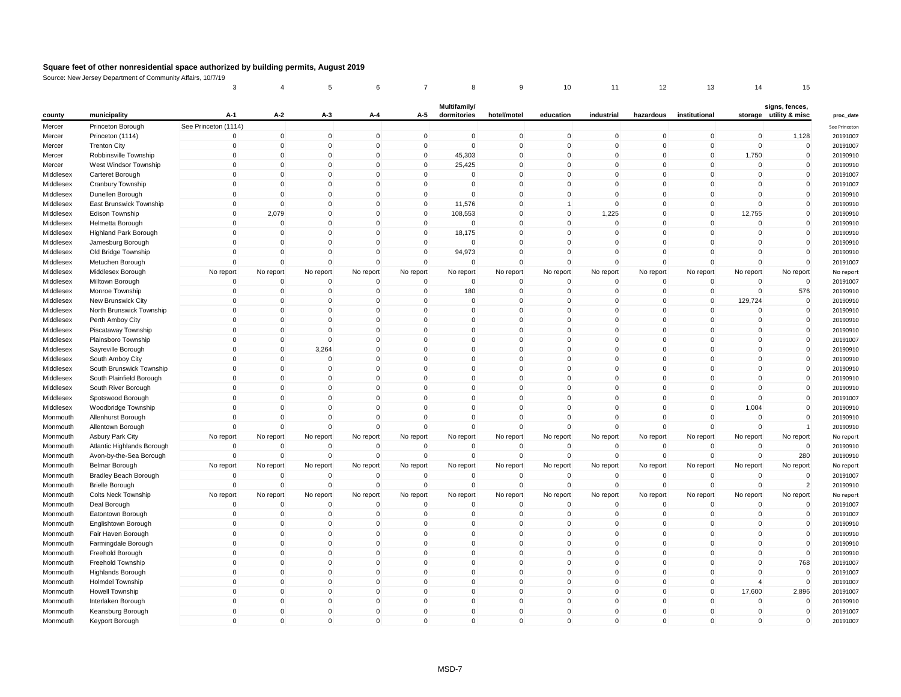# Square feet of other nonresidential space authorized by building permits, August 2019

Source: New Jersey Department of Community Affairs, 10/7/19

| | | 3 | 4 | 5 | 6 | 7 | 8 | 9 | 10 | 11 | 12 | 13 | 14 | 15 | |
|---|---|---|---|---|---|---|---|---|---|---|---|---|---|---|---|
| county | municipality | A-1 | A-2 | A-3 | A-4 | A-5 | Multifamily/ dormitories | hotel/motel | education | industrial | hazardous | institutional | storage | signs, fences, utility & misc | proc_date |
| Mercer | Princeton Borough | See Princeton (1114) | | | | | | | | | | | | | See Princeton |
| Mercer | Princeton (1114) | 0 | 0 | 0 | 0 | 0 | 0 | 0 | 0 | 0 | 0 | 0 | 0 | 1,128 | 20191007 |
| Mercer | Trenton City | 0 | 0 | 0 | 0 | 0 | 0 | 0 | 0 | 0 | 0 | 0 | 0 | 0 | 20191007 |
| Mercer | Robbinsville Township | 0 | 0 | 0 | 0 | 0 | 45,303 | 0 | 0 | 0 | 0 | 0 | 1,750 | 0 | 20190910 |
| Mercer | West Windsor Township | 0 | 0 | 0 | 0 | 0 | 25,425 | 0 | 0 | 0 | 0 | 0 | 0 | 0 | 20190910 |
| Middlesex | Carteret Borough | 0 | 0 | 0 | 0 | 0 | 0 | 0 | 0 | 0 | 0 | 0 | 0 | 0 | 20191007 |
| Middlesex | Cranbury Township | 0 | 0 | 0 | 0 | 0 | 0 | 0 | 0 | 0 | 0 | 0 | 0 | 0 | 20191007 |
| Middlesex | Dunellen Borough | 0 | 0 | 0 | 0 | 0 | 0 | 0 | 0 | 0 | 0 | 0 | 0 | 0 | 20190910 |
| Middlesex | East Brunswick Township | 0 | 0 | 0 | 0 | 0 | 11,576 | 0 | 1 | 0 | 0 | 0 | 0 | 0 | 20190910 |
| Middlesex | Edison Township | 0 | 2,079 | 0 | 0 | 0 | 108,553 | 0 | 0 | 1,225 | 0 | 0 | 12,755 | 0 | 20190910 |
| Middlesex | Helmetta Borough | 0 | 0 | 0 | 0 | 0 | 0 | 0 | 0 | 0 | 0 | 0 | 0 | 0 | 20190910 |
| Middlesex | Highland Park Borough | 0 | 0 | 0 | 0 | 0 | 18,175 | 0 | 0 | 0 | 0 | 0 | 0 | 0 | 20190910 |
| Middlesex | Jamesburg Borough | 0 | 0 | 0 | 0 | 0 | 0 | 0 | 0 | 0 | 0 | 0 | 0 | 0 | 20190910 |
| Middlesex | Old Bridge Township | 0 | 0 | 0 | 0 | 0 | 94,973 | 0 | 0 | 0 | 0 | 0 | 0 | 0 | 20190910 |
| Middlesex | Metuchen Borough | 0 | 0 | 0 | 0 | 0 | 0 | 0 | 0 | 0 | 0 | 0 | 0 | 0 | 20191007 |
| Middlesex | Middlesex Borough | No report | No report | No report | No report | No report | No report | No report | No report | No report | No report | No report | No report | No report | No report |
| Middlesex | Milltown Borough | 0 | 0 | 0 | 0 | 0 | 0 | 0 | 0 | 0 | 0 | 0 | 0 | 0 | 20191007 |
| Middlesex | Monroe Township | 0 | 0 | 0 | 0 | 0 | 180 | 0 | 0 | 0 | 0 | 0 | 0 | 576 | 20190910 |
| Middlesex | New Brunswick City | 0 | 0 | 0 | 0 | 0 | 0 | 0 | 0 | 0 | 0 | 0 | 129,724 | 0 | 20190910 |
| Middlesex | North Brunswick Township | 0 | 0 | 0 | 0 | 0 | 0 | 0 | 0 | 0 | 0 | 0 | 0 | 0 | 20190910 |
| Middlesex | Perth Amboy City | 0 | 0 | 0 | 0 | 0 | 0 | 0 | 0 | 0 | 0 | 0 | 0 | 0 | 20190910 |
| Middlesex | Piscataway Township | 0 | 0 | 0 | 0 | 0 | 0 | 0 | 0 | 0 | 0 | 0 | 0 | 0 | 20190910 |
| Middlesex | Plainsboro Township | 0 | 0 | 0 | 0 | 0 | 0 | 0 | 0 | 0 | 0 | 0 | 0 | 0 | 20191007 |
| Middlesex | Sayreville Borough | 0 | 0 | 3,264 | 0 | 0 | 0 | 0 | 0 | 0 | 0 | 0 | 0 | 0 | 20190910 |
| Middlesex | South Amboy City | 0 | 0 | 0 | 0 | 0 | 0 | 0 | 0 | 0 | 0 | 0 | 0 | 0 | 20190910 |
| Middlesex | South Brunswick Township | 0 | 0 | 0 | 0 | 0 | 0 | 0 | 0 | 0 | 0 | 0 | 0 | 0 | 20190910 |
| Middlesex | South Plainfield Borough | 0 | 0 | 0 | 0 | 0 | 0 | 0 | 0 | 0 | 0 | 0 | 0 | 0 | 20190910 |
| Middlesex | South River Borough | 0 | 0 | 0 | 0 | 0 | 0 | 0 | 0 | 0 | 0 | 0 | 0 | 0 | 20190910 |
| Middlesex | Spotswood Borough | 0 | 0 | 0 | 0 | 0 | 0 | 0 | 0 | 0 | 0 | 0 | 0 | 0 | 20191007 |
| Middlesex | Woodbridge Township | 0 | 0 | 0 | 0 | 0 | 0 | 0 | 0 | 0 | 0 | 0 | 1,004 | 0 | 20190910 |
| Monmouth | Allenhurst Borough | 0 | 0 | 0 | 0 | 0 | 0 | 0 | 0 | 0 | 0 | 0 | 0 | 0 | 20190910 |
| Monmouth | Allentown Borough | 0 | 0 | 0 | 0 | 0 | 0 | 0 | 0 | 0 | 0 | 0 | 0 | 1 | 20190910 |
| Monmouth | Asbury Park City | No report | No report | No report | No report | No report | No report | No report | No report | No report | No report | No report | No report | No report | No report |
| Monmouth | Atlantic Highlands Borough | 0 | 0 | 0 | 0 | 0 | 0 | 0 | 0 | 0 | 0 | 0 | 0 | 0 | 20190910 |
| Monmouth | Avon-by-the-Sea Borough | 0 | 0 | 0 | 0 | 0 | 0 | 0 | 0 | 0 | 0 | 0 | 0 | 280 | 20190910 |
| Monmouth | Belmar Borough | No report | No report | No report | No report | No report | No report | No report | No report | No report | No report | No report | No report | No report | No report |
| Monmouth | Bradley Beach Borough | 0 | 0 | 0 | 0 | 0 | 0 | 0 | 0 | 0 | 0 | 0 | 0 | 0 | 20191007 |
| Monmouth | Brielle Borough | 0 | 0 | 0 | 0 | 0 | 0 | 0 | 0 | 0 | 0 | 0 | 0 | 2 | 20190910 |
| Monmouth | Colts Neck Township | No report | No report | No report | No report | No report | No report | No report | No report | No report | No report | No report | No report | No report | No report |
| Monmouth | Deal Borough | 0 | 0 | 0 | 0 | 0 | 0 | 0 | 0 | 0 | 0 | 0 | 0 | 0 | 20191007 |
| Monmouth | Eatontown Borough | 0 | 0 | 0 | 0 | 0 | 0 | 0 | 0 | 0 | 0 | 0 | 0 | 0 | 20191007 |
| Monmouth | Englishtown Borough | 0 | 0 | 0 | 0 | 0 | 0 | 0 | 0 | 0 | 0 | 0 | 0 | 0 | 20190910 |
| Monmouth | Fair Haven Borough | 0 | 0 | 0 | 0 | 0 | 0 | 0 | 0 | 0 | 0 | 0 | 0 | 0 | 20190910 |
| Monmouth | Farmingdale Borough | 0 | 0 | 0 | 0 | 0 | 0 | 0 | 0 | 0 | 0 | 0 | 0 | 0 | 20190910 |
| Monmouth | Freehold Borough | 0 | 0 | 0 | 0 | 0 | 0 | 0 | 0 | 0 | 0 | 0 | 0 | 0 | 20190910 |
| Monmouth | Freehold Township | 0 | 0 | 0 | 0 | 0 | 0 | 0 | 0 | 0 | 0 | 0 | 0 | 768 | 20191007 |
| Monmouth | Highlands Borough | 0 | 0 | 0 | 0 | 0 | 0 | 0 | 0 | 0 | 0 | 0 | 0 | 0 | 20191007 |
| Monmouth | Holmdel Township | 0 | 0 | 0 | 0 | 0 | 0 | 0 | 0 | 0 | 0 | 0 | 4 | 0 | 20191007 |
| Monmouth | Howell Township | 0 | 0 | 0 | 0 | 0 | 0 | 0 | 0 | 0 | 0 | 0 | 17,600 | 2,896 | 20191007 |
| Monmouth | Interlaken Borough | 0 | 0 | 0 | 0 | 0 | 0 | 0 | 0 | 0 | 0 | 0 | 0 | 0 | 20190910 |
| Monmouth | Keansburg Borough | 0 | 0 | 0 | 0 | 0 | 0 | 0 | 0 | 0 | 0 | 0 | 0 | 0 | 20191007 |
| Monmouth | Keyport Borough | 0 | 0 | 0 | 0 | 0 | 0 | 0 | 0 | 0 | 0 | 0 | 0 | 0 | 20191007 |

MSD-7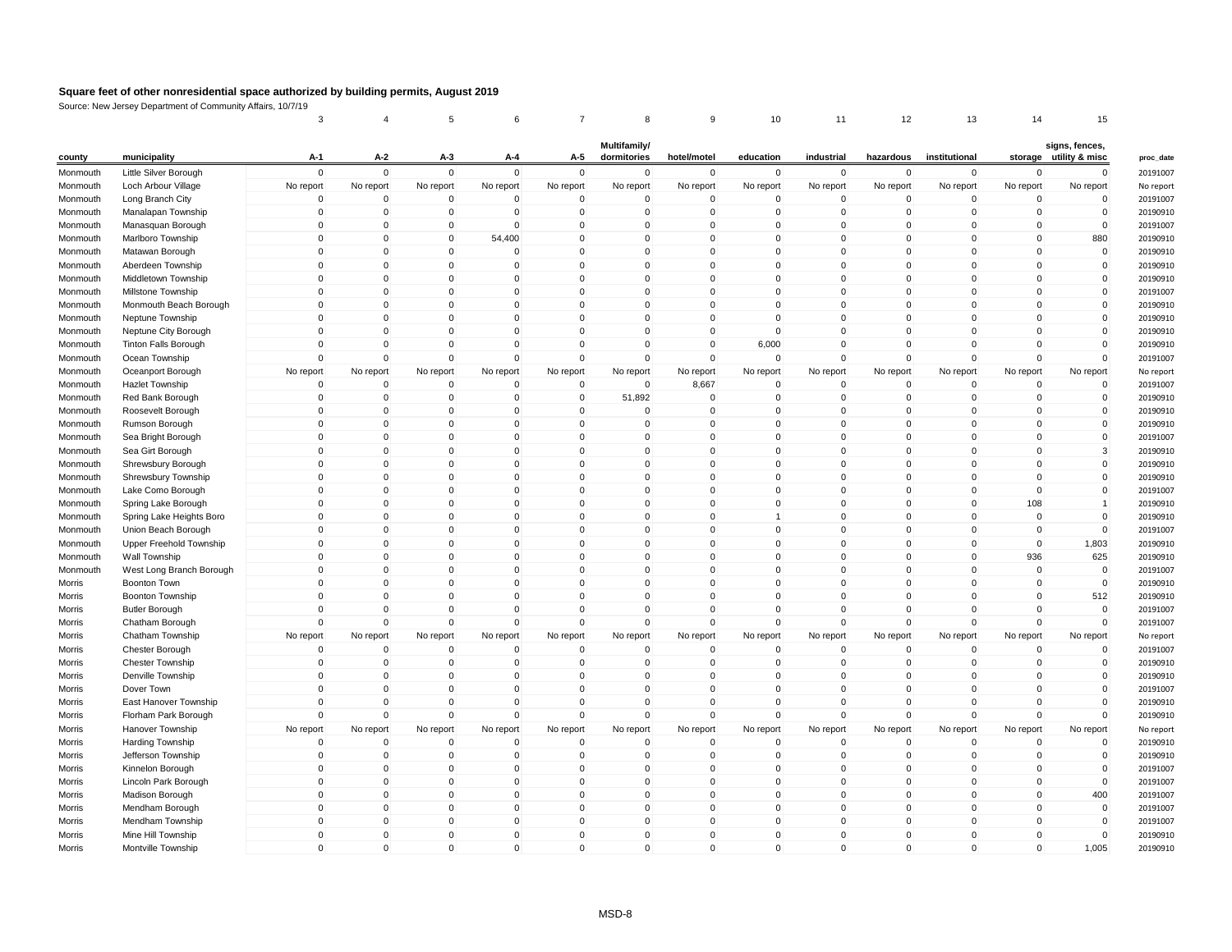# Square feet of other nonresidential space authorized by building permits, August 2019

Source: New Jersey Department of Community Affairs, 10/7/19

| | | 3 | 4 | 5 | 6 | 7 | 8 | 9 | 10 | 11 | 12 | 13 | 14 | 15 | |
|---|---|---|---|---|---|---|---|---|---|---|---|---|---|---|---|
| county | municipality | A-1 | A-2 | A-3 | A-4 | A-5 | Multifamily/ dormitories | hotel/motel | education | industrial | hazardous | institutional | storage | signs, fences, utility & misc | proc_date |
| Monmouth | Little Silver Borough | 0 | 0 | 0 | 0 | 0 | 0 | 0 | 0 | 0 | 0 | 0 | 0 | 0 | 20191007 |
| Monmouth | Loch Arbour Village | No report | No report | No report | No report | No report | No report | No report | No report | No report | No report | No report | No report | No report | No report |
| Monmouth | Long Branch City | 0 | 0 | 0 | 0 | 0 | 0 | 0 | 0 | 0 | 0 | 0 | 0 | 0 | 20191007 |
| Monmouth | Manalapan Township | 0 | 0 | 0 | 0 | 0 | 0 | 0 | 0 | 0 | 0 | 0 | 0 | 0 | 20190910 |
| Monmouth | Manasquan Borough | 0 | 0 | 0 | 0 | 0 | 0 | 0 | 0 | 0 | 0 | 0 | 0 | 0 | 20191007 |
| Monmouth | Marlboro Township | 0 | 0 | 0 | 54,400 | 0 | 0 | 0 | 0 | 0 | 0 | 0 | 0 | 880 | 20190910 |
| Monmouth | Matawan Borough | 0 | 0 | 0 | 0 | 0 | 0 | 0 | 0 | 0 | 0 | 0 | 0 | 0 | 20190910 |
| Monmouth | Aberdeen Township | 0 | 0 | 0 | 0 | 0 | 0 | 0 | 0 | 0 | 0 | 0 | 0 | 0 | 20190910 |
| Monmouth | Middletown Township | 0 | 0 | 0 | 0 | 0 | 0 | 0 | 0 | 0 | 0 | 0 | 0 | 0 | 20190910 |
| Monmouth | Millstone Township | 0 | 0 | 0 | 0 | 0 | 0 | 0 | 0 | 0 | 0 | 0 | 0 | 0 | 20191007 |
| Monmouth | Monmouth Beach Borough | 0 | 0 | 0 | 0 | 0 | 0 | 0 | 0 | 0 | 0 | 0 | 0 | 0 | 20190910 |
| Monmouth | Neptune Township | 0 | 0 | 0 | 0 | 0 | 0 | 0 | 0 | 0 | 0 | 0 | 0 | 0 | 20190910 |
| Monmouth | Neptune City Borough | 0 | 0 | 0 | 0 | 0 | 0 | 0 | 0 | 0 | 0 | 0 | 0 | 0 | 20190910 |
| Monmouth | Tinton Falls Borough | 0 | 0 | 0 | 0 | 0 | 0 | 0 | 6,000 | 0 | 0 | 0 | 0 | 0 | 20190910 |
| Monmouth | Ocean Township | 0 | 0 | 0 | 0 | 0 | 0 | 0 | 0 | 0 | 0 | 0 | 0 | 0 | 20191007 |
| Monmouth | Oceanport Borough | No report | No report | No report | No report | No report | No report | No report | No report | No report | No report | No report | No report | No report | No report |
| Monmouth | Hazlet Township | 0 | 0 | 0 | 0 | 0 | 0 | 8,667 | 0 | 0 | 0 | 0 | 0 | 0 | 20191007 |
| Monmouth | Red Bank Borough | 0 | 0 | 0 | 0 | 0 | 51,892 | 0 | 0 | 0 | 0 | 0 | 0 | 0 | 20190910 |
| Monmouth | Roosevelt Borough | 0 | 0 | 0 | 0 | 0 | 0 | 0 | 0 | 0 | 0 | 0 | 0 | 0 | 20190910 |
| Monmouth | Rumson Borough | 0 | 0 | 0 | 0 | 0 | 0 | 0 | 0 | 0 | 0 | 0 | 0 | 0 | 20190910 |
| Monmouth | Sea Bright Borough | 0 | 0 | 0 | 0 | 0 | 0 | 0 | 0 | 0 | 0 | 0 | 0 | 0 | 20191007 |
| Monmouth | Sea Girt Borough | 0 | 0 | 0 | 0 | 0 | 0 | 0 | 0 | 0 | 0 | 0 | 0 | 3 | 20190910 |
| Monmouth | Shrewsbury Borough | 0 | 0 | 0 | 0 | 0 | 0 | 0 | 0 | 0 | 0 | 0 | 0 | 0 | 20190910 |
| Monmouth | Shrewsbury Township | 0 | 0 | 0 | 0 | 0 | 0 | 0 | 0 | 0 | 0 | 0 | 0 | 0 | 20190910 |
| Monmouth | Lake Como Borough | 0 | 0 | 0 | 0 | 0 | 0 | 0 | 0 | 0 | 0 | 0 | 0 | 0 | 20191007 |
| Monmouth | Spring Lake Borough | 0 | 0 | 0 | 0 | 0 | 0 | 0 | 0 | 0 | 0 | 0 | 108 | 1 | 20190910 |
| Monmouth | Spring Lake Heights Boro | 0 | 0 | 0 | 0 | 0 | 0 | 0 | 1 | 0 | 0 | 0 | 0 | 0 | 20190910 |
| Monmouth | Union Beach Borough | 0 | 0 | 0 | 0 | 0 | 0 | 0 | 0 | 0 | 0 | 0 | 0 | 0 | 20191007 |
| Monmouth | Upper Freehold Township | 0 | 0 | 0 | 0 | 0 | 0 | 0 | 0 | 0 | 0 | 0 | 0 | 1,803 | 20190910 |
| Monmouth | Wall Township | 0 | 0 | 0 | 0 | 0 | 0 | 0 | 0 | 0 | 0 | 0 | 936 | 625 | 20190910 |
| Monmouth | West Long Branch Borough | 0 | 0 | 0 | 0 | 0 | 0 | 0 | 0 | 0 | 0 | 0 | 0 | 0 | 20191007 |
| Morris | Boonton Town | 0 | 0 | 0 | 0 | 0 | 0 | 0 | 0 | 0 | 0 | 0 | 0 | 0 | 20190910 |
| Morris | Boonton Township | 0 | 0 | 0 | 0 | 0 | 0 | 0 | 0 | 0 | 0 | 0 | 0 | 512 | 20190910 |
| Morris | Butler Borough | 0 | 0 | 0 | 0 | 0 | 0 | 0 | 0 | 0 | 0 | 0 | 0 | 0 | 20191007 |
| Morris | Chatham Borough | 0 | 0 | 0 | 0 | 0 | 0 | 0 | 0 | 0 | 0 | 0 | 0 | 0 | 20191007 |
| Morris | Chatham Township | No report | No report | No report | No report | No report | No report | No report | No report | No report | No report | No report | No report | No report | No report |
| Morris | Chester Borough | 0 | 0 | 0 | 0 | 0 | 0 | 0 | 0 | 0 | 0 | 0 | 0 | 0 | 20191007 |
| Morris | Chester Township | 0 | 0 | 0 | 0 | 0 | 0 | 0 | 0 | 0 | 0 | 0 | 0 | 0 | 20190910 |
| Morris | Denville Township | 0 | 0 | 0 | 0 | 0 | 0 | 0 | 0 | 0 | 0 | 0 | 0 | 0 | 20190910 |
| Morris | Dover Town | 0 | 0 | 0 | 0 | 0 | 0 | 0 | 0 | 0 | 0 | 0 | 0 | 0 | 20191007 |
| Morris | East Hanover Township | 0 | 0 | 0 | 0 | 0 | 0 | 0 | 0 | 0 | 0 | 0 | 0 | 0 | 20190910 |
| Morris | Florham Park Borough | 0 | 0 | 0 | 0 | 0 | 0 | 0 | 0 | 0 | 0 | 0 | 0 | 0 | 20190910 |
| Morris | Hanover Township | No report | No report | No report | No report | No report | No report | No report | No report | No report | No report | No report | No report | No report | No report |
| Morris | Harding Township | 0 | 0 | 0 | 0 | 0 | 0 | 0 | 0 | 0 | 0 | 0 | 0 | 0 | 20190910 |
| Morris | Jefferson Township | 0 | 0 | 0 | 0 | 0 | 0 | 0 | 0 | 0 | 0 | 0 | 0 | 0 | 20190910 |
| Morris | Kinnelon Borough | 0 | 0 | 0 | 0 | 0 | 0 | 0 | 0 | 0 | 0 | 0 | 0 | 0 | 20191007 |
| Morris | Lincoln Park Borough | 0 | 0 | 0 | 0 | 0 | 0 | 0 | 0 | 0 | 0 | 0 | 0 | 0 | 20191007 |
| Morris | Madison Borough | 0 | 0 | 0 | 0 | 0 | 0 | 0 | 0 | 0 | 0 | 0 | 0 | 400 | 20191007 |
| Morris | Mendham Borough | 0 | 0 | 0 | 0 | 0 | 0 | 0 | 0 | 0 | 0 | 0 | 0 | 0 | 20191007 |
| Morris | Mendham Township | 0 | 0 | 0 | 0 | 0 | 0 | 0 | 0 | 0 | 0 | 0 | 0 | 0 | 20191007 |
| Morris | Mine Hill Township | 0 | 0 | 0 | 0 | 0 | 0 | 0 | 0 | 0 | 0 | 0 | 0 | 0 | 20190910 |
| Morris | Montville Township | 0 | 0 | 0 | 0 | 0 | 0 | 0 | 0 | 0 | 0 | 0 | 0 | 1,005 | 20190910 |

MSD-8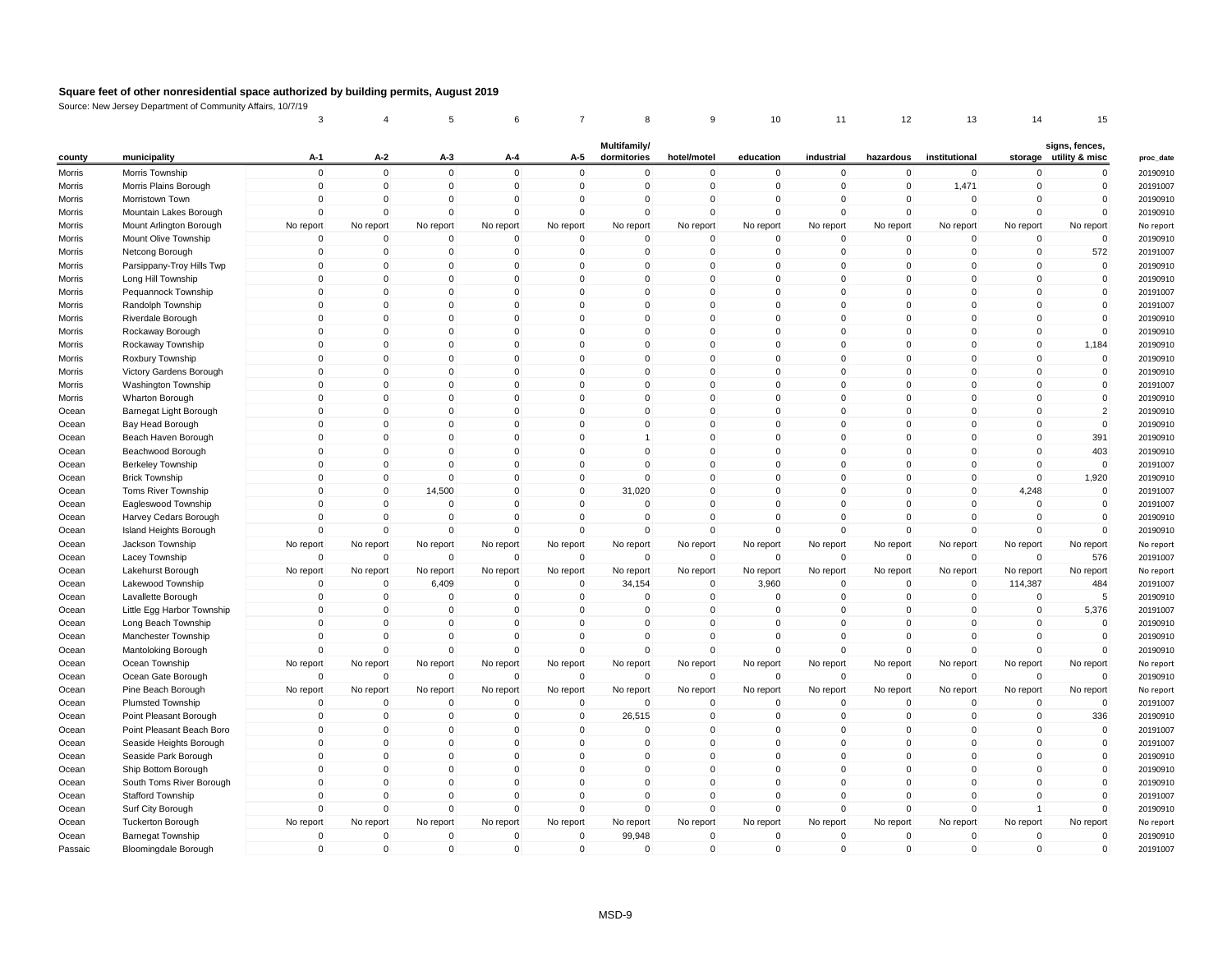# Square feet of other nonresidential space authorized by building permits, August 2019

Source: New Jersey Department of Community Affairs, 10/7/19

| | | 3 | 4 | 5 | 6 | 7 | 8 | 9 | 10 | 11 | 12 | 13 | 14 | 15 | |
|---|---|---|---|---|---|---|---|---|---|---|---|---|---|---|---|
| county | municipality | A-1 | A-2 | A-3 | A-4 | A-5 | Multifamily/ dormitories | hotel/motel | education | industrial | hazardous | institutional | storage | signs, fences, utility & misc | proc_date |
| Morris | Morris Township | 0 | 0 | 0 | 0 | 0 | 0 | 0 | 0 | 0 | 0 | 0 | 0 | 0 | 20190910 |
| Morris | Morris Plains Borough | 0 | 0 | 0 | 0 | 0 | 0 | 0 | 0 | 0 | 0 | 1,471 | 0 | 0 | 20191007 |
| Morris | Morristown Town | 0 | 0 | 0 | 0 | 0 | 0 | 0 | 0 | 0 | 0 | 0 | 0 | 0 | 20190910 |
| Morris | Mountain Lakes Borough | 0 | 0 | 0 | 0 | 0 | 0 | 0 | 0 | 0 | 0 | 0 | 0 | 0 | 20190910 |
| Morris | Mount Arlington Borough | No report | No report | No report | No report | No report | No report | No report | No report | No report | No report | No report | No report | No report | No report |
| Morris | Mount Olive Township | 0 | 0 | 0 | 0 | 0 | 0 | 0 | 0 | 0 | 0 | 0 | 0 | 0 | 20190910 |
| Morris | Netcong Borough | 0 | 0 | 0 | 0 | 0 | 0 | 0 | 0 | 0 | 0 | 0 | 0 | 572 | 20191007 |
| Morris | Parsippany-Troy Hills Twp | 0 | 0 | 0 | 0 | 0 | 0 | 0 | 0 | 0 | 0 | 0 | 0 | 0 | 20190910 |
| Morris | Long Hill Township | 0 | 0 | 0 | 0 | 0 | 0 | 0 | 0 | 0 | 0 | 0 | 0 | 0 | 20190910 |
| Morris | Pequannock Township | 0 | 0 | 0 | 0 | 0 | 0 | 0 | 0 | 0 | 0 | 0 | 0 | 0 | 20191007 |
| Morris | Randolph Township | 0 | 0 | 0 | 0 | 0 | 0 | 0 | 0 | 0 | 0 | 0 | 0 | 0 | 20191007 |
| Morris | Riverdale Borough | 0 | 0 | 0 | 0 | 0 | 0 | 0 | 0 | 0 | 0 | 0 | 0 | 0 | 20190910 |
| Morris | Rockaway Borough | 0 | 0 | 0 | 0 | 0 | 0 | 0 | 0 | 0 | 0 | 0 | 0 | 0 | 20190910 |
| Morris | Rockaway Township | 0 | 0 | 0 | 0 | 0 | 0 | 0 | 0 | 0 | 0 | 0 | 0 | 1,184 | 20190910 |
| Morris | Roxbury Township | 0 | 0 | 0 | 0 | 0 | 0 | 0 | 0 | 0 | 0 | 0 | 0 | 0 | 20190910 |
| Morris | Victory Gardens Borough | 0 | 0 | 0 | 0 | 0 | 0 | 0 | 0 | 0 | 0 | 0 | 0 | 0 | 20190910 |
| Morris | Washington Township | 0 | 0 | 0 | 0 | 0 | 0 | 0 | 0 | 0 | 0 | 0 | 0 | 0 | 20191007 |
| Morris | Wharton Borough | 0 | 0 | 0 | 0 | 0 | 0 | 0 | 0 | 0 | 0 | 0 | 0 | 0 | 20190910 |
| Ocean | Barnegat Light Borough | 0 | 0 | 0 | 0 | 0 | 0 | 0 | 0 | 0 | 0 | 0 | 0 | 2 | 20190910 |
| Ocean | Bay Head Borough | 0 | 0 | 0 | 0 | 0 | 0 | 0 | 0 | 0 | 0 | 0 | 0 | 0 | 20190910 |
| Ocean | Beach Haven Borough | 0 | 0 | 0 | 0 | 0 | 1 | 0 | 0 | 0 | 0 | 0 | 0 | 391 | 20190910 |
| Ocean | Beachwood Borough | 0 | 0 | 0 | 0 | 0 | 0 | 0 | 0 | 0 | 0 | 0 | 0 | 403 | 20190910 |
| Ocean | Berkeley Township | 0 | 0 | 0 | 0 | 0 | 0 | 0 | 0 | 0 | 0 | 0 | 0 | 0 | 20191007 |
| Ocean | Brick Township | 0 | 0 | 0 | 0 | 0 | 0 | 0 | 0 | 0 | 0 | 0 | 0 | 1,920 | 20190910 |
| Ocean | Toms River Township | 0 | 0 | 14,500 | 0 | 0 | 31,020 | 0 | 0 | 0 | 0 | 0 | 4,248 | 0 | 20191007 |
| Ocean | Eagleswood Township | 0 | 0 | 0 | 0 | 0 | 0 | 0 | 0 | 0 | 0 | 0 | 0 | 0 | 20191007 |
| Ocean | Harvey Cedars Borough | 0 | 0 | 0 | 0 | 0 | 0 | 0 | 0 | 0 | 0 | 0 | 0 | 0 | 20190910 |
| Ocean | Island Heights Borough | 0 | 0 | 0 | 0 | 0 | 0 | 0 | 0 | 0 | 0 | 0 | 0 | 0 | 20190910 |
| Ocean | Jackson Township | No report | No report | No report | No report | No report | No report | No report | No report | No report | No report | No report | No report | No report | No report |
| Ocean | Lacey Township | 0 | 0 | 0 | 0 | 0 | 0 | 0 | 0 | 0 | 0 | 0 | 0 | 576 | 20191007 |
| Ocean | Lakehurst Borough | No report | No report | No report | No report | No report | No report | No report | No report | No report | No report | No report | No report | No report | No report |
| Ocean | Lakewood Township | 0 | 0 | 6,409 | 0 | 0 | 34,154 | 0 | 3,960 | 0 | 0 | 0 | 114,387 | 484 | 20191007 |
| Ocean | Lavallette Borough | 0 | 0 | 0 | 0 | 0 | 0 | 0 | 0 | 0 | 0 | 0 | 0 | 5 | 20190910 |
| Ocean | Little Egg Harbor Township | 0 | 0 | 0 | 0 | 0 | 0 | 0 | 0 | 0 | 0 | 0 | 0 | 5,376 | 20191007 |
| Ocean | Long Beach Township | 0 | 0 | 0 | 0 | 0 | 0 | 0 | 0 | 0 | 0 | 0 | 0 | 0 | 20190910 |
| Ocean | Manchester Township | 0 | 0 | 0 | 0 | 0 | 0 | 0 | 0 | 0 | 0 | 0 | 0 | 0 | 20190910 |
| Ocean | Mantoloking Borough | 0 | 0 | 0 | 0 | 0 | 0 | 0 | 0 | 0 | 0 | 0 | 0 | 0 | 20190910 |
| Ocean | Ocean Township | No report | No report | No report | No report | No report | No report | No report | No report | No report | No report | No report | No report | No report | No report |
| Ocean | Ocean Gate Borough | 0 | 0 | 0 | 0 | 0 | 0 | 0 | 0 | 0 | 0 | 0 | 0 | 0 | 20190910 |
| Ocean | Pine Beach Borough | No report | No report | No report | No report | No report | No report | No report | No report | No report | No report | No report | No report | No report | No report |
| Ocean | Plumsted Township | 0 | 0 | 0 | 0 | 0 | 0 | 0 | 0 | 0 | 0 | 0 | 0 | 0 | 20191007 |
| Ocean | Point Pleasant Borough | 0 | 0 | 0 | 0 | 0 | 26,515 | 0 | 0 | 0 | 0 | 0 | 0 | 336 | 20190910 |
| Ocean | Point Pleasant Beach Boro | 0 | 0 | 0 | 0 | 0 | 0 | 0 | 0 | 0 | 0 | 0 | 0 | 0 | 20191007 |
| Ocean | Seaside Heights Borough | 0 | 0 | 0 | 0 | 0 | 0 | 0 | 0 | 0 | 0 | 0 | 0 | 0 | 20191007 |
| Ocean | Seaside Park Borough | 0 | 0 | 0 | 0 | 0 | 0 | 0 | 0 | 0 | 0 | 0 | 0 | 0 | 20190910 |
| Ocean | Ship Bottom Borough | 0 | 0 | 0 | 0 | 0 | 0 | 0 | 0 | 0 | 0 | 0 | 0 | 0 | 20190910 |
| Ocean | South Toms River Borough | 0 | 0 | 0 | 0 | 0 | 0 | 0 | 0 | 0 | 0 | 0 | 0 | 0 | 20190910 |
| Ocean | Stafford Township | 0 | 0 | 0 | 0 | 0 | 0 | 0 | 0 | 0 | 0 | 0 | 0 | 0 | 20191007 |
| Ocean | Surf City Borough | 0 | 0 | 0 | 0 | 0 | 0 | 0 | 0 | 0 | 0 | 0 | 1 | 0 | 20190910 |
| Ocean | Tuckerton Borough | No report | No report | No report | No report | No report | No report | No report | No report | No report | No report | No report | No report | No report | No report |
| Ocean | Barnegat Township | 0 | 0 | 0 | 0 | 0 | 99,948 | 0 | 0 | 0 | 0 | 0 | 0 | 0 | 20190910 |
| Passaic | Bloomingdale Borough | 0 | 0 | 0 | 0 | 0 | 0 | 0 | 0 | 0 | 0 | 0 | 0 | 0 | 20191007 |

MSD-9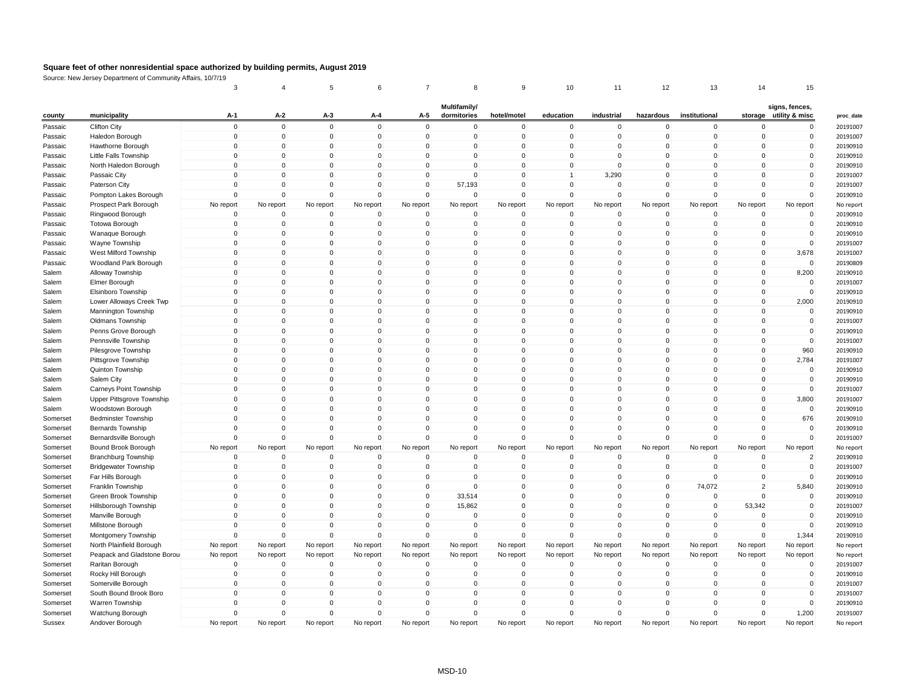# Square feet of other nonresidential space authorized by building permits, August 2019

Source: New Jersey Department of Community Affairs, 10/7/19

| | | 3 | 4 | 5 | 6 | 7 | 8 | 9 | 10 | 11 | 12 | 13 | 14 | 15 | |
|---|---|---|---|---|---|---|---|---|---|---|---|---|---|---|---|
| county | municipality | A-1 | A-2 | A-3 | A-4 | A-5 | Multifamily/ dormitories | hotel/motel | education | industrial | hazardous | institutional | storage | signs, fences, utility & misc | proc_date |
| Passaic | Clifton City | 0 | 0 | 0 | 0 | 0 | 0 | 0 | 0 | 0 | 0 | 0 | 0 | 0 | 20191007 |
| Passaic | Haledon Borough | 0 | 0 | 0 | 0 | 0 | 0 | 0 | 0 | 0 | 0 | 0 | 0 | 0 | 20191007 |
| Passaic | Hawthorne Borough | 0 | 0 | 0 | 0 | 0 | 0 | 0 | 0 | 0 | 0 | 0 | 0 | 0 | 20190910 |
| Passaic | Little Falls Township | 0 | 0 | 0 | 0 | 0 | 0 | 0 | 0 | 0 | 0 | 0 | 0 | 0 | 20190910 |
| Passaic | North Haledon Borough | 0 | 0 | 0 | 0 | 0 | 0 | 0 | 0 | 0 | 0 | 0 | 0 | 0 | 20190910 |
| Passaic | Passaic City | 0 | 0 | 0 | 0 | 0 | 0 | 0 | 1 | 3,290 | 0 | 0 | 0 | 0 | 20191007 |
| Passaic | Paterson City | 0 | 0 | 0 | 0 | 0 | 57,193 | 0 | 0 | 0 | 0 | 0 | 0 | 0 | 20191007 |
| Passaic | Pompton Lakes Borough | 0 | 0 | 0 | 0 | 0 | 0 | 0 | 0 | 0 | 0 | 0 | 0 | 0 | 20190910 |
| Passaic | Prospect Park Borough | No report | No report | No report | No report | No report | No report | No report | No report | No report | No report | No report | No report | No report | No report |
| Passaic | Ringwood Borough | 0 | 0 | 0 | 0 | 0 | 0 | 0 | 0 | 0 | 0 | 0 | 0 | 0 | 20190910 |
| Passaic | Totowa Borough | 0 | 0 | 0 | 0 | 0 | 0 | 0 | 0 | 0 | 0 | 0 | 0 | 0 | 20190910 |
| Passaic | Wanaque Borough | 0 | 0 | 0 | 0 | 0 | 0 | 0 | 0 | 0 | 0 | 0 | 0 | 0 | 20190910 |
| Passaic | Wayne Township | 0 | 0 | 0 | 0 | 0 | 0 | 0 | 0 | 0 | 0 | 0 | 0 | 0 | 20191007 |
| Passaic | West Milford Township | 0 | 0 | 0 | 0 | 0 | 0 | 0 | 0 | 0 | 0 | 0 | 0 | 3,678 | 20191007 |
| Passaic | Woodland Park Borough | 0 | 0 | 0 | 0 | 0 | 0 | 0 | 0 | 0 | 0 | 0 | 0 | 0 | 20190809 |
| Salem | Alloway Township | 0 | 0 | 0 | 0 | 0 | 0 | 0 | 0 | 0 | 0 | 0 | 0 | 8,200 | 20190910 |
| Salem | Elmer Borough | 0 | 0 | 0 | 0 | 0 | 0 | 0 | 0 | 0 | 0 | 0 | 0 | 0 | 20191007 |
| Salem | Elsinboro Township | 0 | 0 | 0 | 0 | 0 | 0 | 0 | 0 | 0 | 0 | 0 | 0 | 0 | 20190910 |
| Salem | Lower Alloways Creek Twp | 0 | 0 | 0 | 0 | 0 | 0 | 0 | 0 | 0 | 0 | 0 | 0 | 2,000 | 20190910 |
| Salem | Mannington Township | 0 | 0 | 0 | 0 | 0 | 0 | 0 | 0 | 0 | 0 | 0 | 0 | 0 | 20190910 |
| Salem | Oldmans Township | 0 | 0 | 0 | 0 | 0 | 0 | 0 | 0 | 0 | 0 | 0 | 0 | 0 | 20191007 |
| Salem | Penns Grove Borough | 0 | 0 | 0 | 0 | 0 | 0 | 0 | 0 | 0 | 0 | 0 | 0 | 0 | 20190910 |
| Salem | Pennsville Township | 0 | 0 | 0 | 0 | 0 | 0 | 0 | 0 | 0 | 0 | 0 | 0 | 0 | 20191007 |
| Salem | Pilesgrove Township | 0 | 0 | 0 | 0 | 0 | 0 | 0 | 0 | 0 | 0 | 0 | 0 | 960 | 20190910 |
| Salem | Pittsgrove Township | 0 | 0 | 0 | 0 | 0 | 0 | 0 | 0 | 0 | 0 | 0 | 0 | 2,784 | 20191007 |
| Salem | Quinton Township | 0 | 0 | 0 | 0 | 0 | 0 | 0 | 0 | 0 | 0 | 0 | 0 | 0 | 20190910 |
| Salem | Salem City | 0 | 0 | 0 | 0 | 0 | 0 | 0 | 0 | 0 | 0 | 0 | 0 | 0 | 20190910 |
| Salem | Carneys Point Township | 0 | 0 | 0 | 0 | 0 | 0 | 0 | 0 | 0 | 0 | 0 | 0 | 0 | 20191007 |
| Salem | Upper Pittsgrove Township | 0 | 0 | 0 | 0 | 0 | 0 | 0 | 0 | 0 | 0 | 0 | 0 | 3,800 | 20191007 |
| Salem | Woodstown Borough | 0 | 0 | 0 | 0 | 0 | 0 | 0 | 0 | 0 | 0 | 0 | 0 | 0 | 20190910 |
| Somerset | Bedminster Township | 0 | 0 | 0 | 0 | 0 | 0 | 0 | 0 | 0 | 0 | 0 | 0 | 676 | 20190910 |
| Somerset | Bernards Township | 0 | 0 | 0 | 0 | 0 | 0 | 0 | 0 | 0 | 0 | 0 | 0 | 0 | 20190910 |
| Somerset | Bernardsville Borough | 0 | 0 | 0 | 0 | 0 | 0 | 0 | 0 | 0 | 0 | 0 | 0 | 0 | 20191007 |
| Somerset | Bound Brook Borough | No report | No report | No report | No report | No report | No report | No report | No report | No report | No report | No report | No report | No report | No report |
| Somerset | Branchburg Township | 0 | 0 | 0 | 0 | 0 | 0 | 0 | 0 | 0 | 0 | 0 | 0 | 2 | 20190910 |
| Somerset | Bridgewater Township | 0 | 0 | 0 | 0 | 0 | 0 | 0 | 0 | 0 | 0 | 0 | 0 | 0 | 20191007 |
| Somerset | Far Hills Borough | 0 | 0 | 0 | 0 | 0 | 0 | 0 | 0 | 0 | 0 | 0 | 0 | 0 | 20190910 |
| Somerset | Franklin Township | 0 | 0 | 0 | 0 | 0 | 0 | 0 | 0 | 0 | 0 | 74,072 | 2 | 5,840 | 20190910 |
| Somerset | Green Brook Township | 0 | 0 | 0 | 0 | 0 | 33,514 | 0 | 0 | 0 | 0 | 0 | 0 | 0 | 20190910 |
| Somerset | Hillsborough Township | 0 | 0 | 0 | 0 | 0 | 15,862 | 0 | 0 | 0 | 0 | 0 | 53,342 | 0 | 20191007 |
| Somerset | Manville Borough | 0 | 0 | 0 | 0 | 0 | 0 | 0 | 0 | 0 | 0 | 0 | 0 | 0 | 20190910 |
| Somerset | Millstone Borough | 0 | 0 | 0 | 0 | 0 | 0 | 0 | 0 | 0 | 0 | 0 | 0 | 0 | 20190910 |
| Somerset | Montgomery Township | 0 | 0 | 0 | 0 | 0 | 0 | 0 | 0 | 0 | 0 | 0 | 0 | 1,344 | 20190910 |
| Somerset | North Plainfield Borough | No report | No report | No report | No report | No report | No report | No report | No report | No report | No report | No report | No report | No report | No report |
| Somerset | Peapack and Gladstone Borou | No report | No report | No report | No report | No report | No report | No report | No report | No report | No report | No report | No report | No report | No report |
| Somerset | Raritan Borough | 0 | 0 | 0 | 0 | 0 | 0 | 0 | 0 | 0 | 0 | 0 | 0 | 0 | 20191007 |
| Somerset | Rocky Hill Borough | 0 | 0 | 0 | 0 | 0 | 0 | 0 | 0 | 0 | 0 | 0 | 0 | 0 | 20190910 |
| Somerset | Somerville Borough | 0 | 0 | 0 | 0 | 0 | 0 | 0 | 0 | 0 | 0 | 0 | 0 | 0 | 20191007 |
| Somerset | South Bound Brook Boro | 0 | 0 | 0 | 0 | 0 | 0 | 0 | 0 | 0 | 0 | 0 | 0 | 0 | 20191007 |
| Somerset | Warren Township | 0 | 0 | 0 | 0 | 0 | 0 | 0 | 0 | 0 | 0 | 0 | 0 | 0 | 20190910 |
| Somerset | Watchung Borough | 0 | 0 | 0 | 0 | 0 | 0 | 0 | 0 | 0 | 0 | 0 | 0 | 1,200 | 20191007 |
| Sussex | Andover Borough | No report | No report | No report | No report | No report | No report | No report | No report | No report | No report | No report | No report | No report | No report |

MSD-10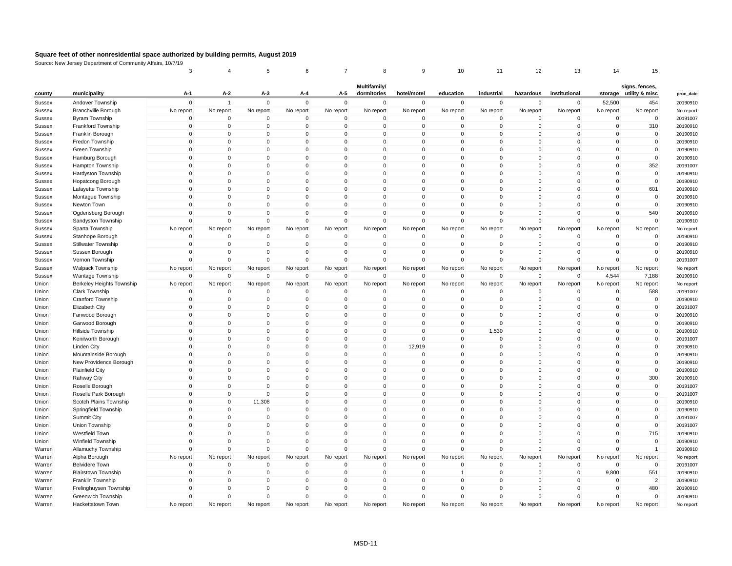# Square feet of other nonresidential space authorized by building permits, August 2019

Source: New Jersey Department of Community Affairs, 10/7/19

| | | 3 | 4 | 5 | 6 | 7 | 8 | 9 | 10 | 11 | 12 | 13 | 14 | 15 | |
|---|---|---|---|---|---|---|---|---|---|---|---|---|---|---|---|
| county | municipality | A-1 | A-2 | A-3 | A-4 | A-5 | Multifamily/ dormitories | hotel/motel | education | industrial | hazardous | institutional | storage | signs, fences, utility & misc | proc_date |
| Sussex | Andover Township | 0 | 1 | 0 | 0 | 0 | 0 | 0 | 0 | 0 | 0 | 0 | 52,500 | 454 | 20190910 |
| Sussex | Branchville Borough | No report | No report | No report | No report | No report | No report | No report | No report | No report | No report | No report | No report | No report | No report |
| Sussex | Byram Township | 0 | 0 | 0 | 0 | 0 | 0 | 0 | 0 | 0 | 0 | 0 | 0 | 0 | 20191007 |
| Sussex | Frankford Township | 0 | 0 | 0 | 0 | 0 | 0 | 0 | 0 | 0 | 0 | 0 | 0 | 310 | 20190910 |
| Sussex | Franklin Borough | 0 | 0 | 0 | 0 | 0 | 0 | 0 | 0 | 0 | 0 | 0 | 0 | 0 | 20190910 |
| Sussex | Fredon Township | 0 | 0 | 0 | 0 | 0 | 0 | 0 | 0 | 0 | 0 | 0 | 0 | 0 | 20190910 |
| Sussex | Green Township | 0 | 0 | 0 | 0 | 0 | 0 | 0 | 0 | 0 | 0 | 0 | 0 | 0 | 20190910 |
| Sussex | Hamburg Borough | 0 | 0 | 0 | 0 | 0 | 0 | 0 | 0 | 0 | 0 | 0 | 0 | 0 | 20190910 |
| Sussex | Hampton Township | 0 | 0 | 0 | 0 | 0 | 0 | 0 | 0 | 0 | 0 | 0 | 0 | 352 | 20191007 |
| Sussex | Hardyston Township | 0 | 0 | 0 | 0 | 0 | 0 | 0 | 0 | 0 | 0 | 0 | 0 | 0 | 20190910 |
| Sussex | Hopatcong Borough | 0 | 0 | 0 | 0 | 0 | 0 | 0 | 0 | 0 | 0 | 0 | 0 | 0 | 20190910 |
| Sussex | Lafayette Township | 0 | 0 | 0 | 0 | 0 | 0 | 0 | 0 | 0 | 0 | 0 | 0 | 601 | 20190910 |
| Sussex | Montague Township | 0 | 0 | 0 | 0 | 0 | 0 | 0 | 0 | 0 | 0 | 0 | 0 | 0 | 20190910 |
| Sussex | Newton Town | 0 | 0 | 0 | 0 | 0 | 0 | 0 | 0 | 0 | 0 | 0 | 0 | 0 | 20190910 |
| Sussex | Ogdensburg Borough | 0 | 0 | 0 | 0 | 0 | 0 | 0 | 0 | 0 | 0 | 0 | 0 | 540 | 20190910 |
| Sussex | Sandyston Township | 0 | 0 | 0 | 0 | 0 | 0 | 0 | 0 | 0 | 0 | 0 | 0 | 0 | 20190910 |
| Sussex | Sparta Township | No report | No report | No report | No report | No report | No report | No report | No report | No report | No report | No report | No report | No report | No report |
| Sussex | Stanhope Borough | 0 | 0 | 0 | 0 | 0 | 0 | 0 | 0 | 0 | 0 | 0 | 0 | 0 | 20190910 |
| Sussex | Stillwater Township | 0 | 0 | 0 | 0 | 0 | 0 | 0 | 0 | 0 | 0 | 0 | 0 | 0 | 20190910 |
| Sussex | Sussex Borough | 0 | 0 | 0 | 0 | 0 | 0 | 0 | 0 | 0 | 0 | 0 | 0 | 0 | 20190910 |
| Sussex | Vernon Township | 0 | 0 | 0 | 0 | 0 | 0 | 0 | 0 | 0 | 0 | 0 | 0 | 0 | 20191007 |
| Sussex | Walpack Township | No report | No report | No report | No report | No report | No report | No report | No report | No report | No report | No report | No report | No report | No report |
| Sussex | Wantage Township | 0 | 0 | 0 | 0 | 0 | 0 | 0 | 0 | 0 | 0 | 0 | 4,544 | 7,188 | 20190910 |
| Union | Berkeley Heights Township | No report | No report | No report | No report | No report | No report | No report | No report | No report | No report | No report | No report | No report | No report |
| Union | Clark Township | 0 | 0 | 0 | 0 | 0 | 0 | 0 | 0 | 0 | 0 | 0 | 0 | 588 | 20191007 |
| Union | Cranford Township | 0 | 0 | 0 | 0 | 0 | 0 | 0 | 0 | 0 | 0 | 0 | 0 | 0 | 20190910 |
| Union | Elizabeth City | 0 | 0 | 0 | 0 | 0 | 0 | 0 | 0 | 0 | 0 | 0 | 0 | 0 | 20191007 |
| Union | Fanwood Borough | 0 | 0 | 0 | 0 | 0 | 0 | 0 | 0 | 0 | 0 | 0 | 0 | 0 | 20190910 |
| Union | Garwood Borough | 0 | 0 | 0 | 0 | 0 | 0 | 0 | 0 | 0 | 0 | 0 | 0 | 0 | 20190910 |
| Union | Hillside Township | 0 | 0 | 0 | 0 | 0 | 0 | 0 | 0 | 1,530 | 0 | 0 | 0 | 0 | 20190910 |
| Union | Kenilworth Borough | 0 | 0 | 0 | 0 | 0 | 0 | 0 | 0 | 0 | 0 | 0 | 0 | 0 | 20191007 |
| Union | Linden City | 0 | 0 | 0 | 0 | 0 | 0 | 12,919 | 0 | 0 | 0 | 0 | 0 | 0 | 20190910 |
| Union | Mountainside Borough | 0 | 0 | 0 | 0 | 0 | 0 | 0 | 0 | 0 | 0 | 0 | 0 | 0 | 20190910 |
| Union | New Providence Borough | 0 | 0 | 0 | 0 | 0 | 0 | 0 | 0 | 0 | 0 | 0 | 0 | 0 | 20190910 |
| Union | Plainfield City | 0 | 0 | 0 | 0 | 0 | 0 | 0 | 0 | 0 | 0 | 0 | 0 | 0 | 20190910 |
| Union | Rahway City | 0 | 0 | 0 | 0 | 0 | 0 | 0 | 0 | 0 | 0 | 0 | 0 | 300 | 20190910 |
| Union | Roselle Borough | 0 | 0 | 0 | 0 | 0 | 0 | 0 | 0 | 0 | 0 | 0 | 0 | 0 | 20191007 |
| Union | Roselle Park Borough | 0 | 0 | 0 | 0 | 0 | 0 | 0 | 0 | 0 | 0 | 0 | 0 | 0 | 20191007 |
| Union | Scotch Plains Township | 0 | 0 | 11,308 | 0 | 0 | 0 | 0 | 0 | 0 | 0 | 0 | 0 | 0 | 20190910 |
| Union | Springfield Township | 0 | 0 | 0 | 0 | 0 | 0 | 0 | 0 | 0 | 0 | 0 | 0 | 0 | 20190910 |
| Union | Summit City | 0 | 0 | 0 | 0 | 0 | 0 | 0 | 0 | 0 | 0 | 0 | 0 | 0 | 20191007 |
| Union | Union Township | 0 | 0 | 0 | 0 | 0 | 0 | 0 | 0 | 0 | 0 | 0 | 0 | 0 | 20191007 |
| Union | Westfield Town | 0 | 0 | 0 | 0 | 0 | 0 | 0 | 0 | 0 | 0 | 0 | 0 | 715 | 20190910 |
| Union | Winfield Township | 0 | 0 | 0 | 0 | 0 | 0 | 0 | 0 | 0 | 0 | 0 | 0 | 0 | 20190910 |
| Warren | Allamuchy Township | 0 | 0 | 0 | 0 | 0 | 0 | 0 | 0 | 0 | 0 | 0 | 0 | 1 | 20190910 |
| Warren | Alpha Borough | No report | No report | No report | No report | No report | No report | No report | No report | No report | No report | No report | No report | No report | No report |
| Warren | Belvidere Town | 0 | 0 | 0 | 0 | 0 | 0 | 0 | 0 | 0 | 0 | 0 | 0 | 0 | 20191007 |
| Warren | Blairstown Township | 0 | 0 | 0 | 0 | 0 | 0 | 0 | 1 | 0 | 0 | 0 | 9,800 | 551 | 20190910 |
| Warren | Franklin Township | 0 | 0 | 0 | 0 | 0 | 0 | 0 | 0 | 0 | 0 | 0 | 0 | 2 | 20190910 |
| Warren | Frelinghuysen Township | 0 | 0 | 0 | 0 | 0 | 0 | 0 | 0 | 0 | 0 | 0 | 0 | 480 | 20190910 |
| Warren | Greenwich Township | 0 | 0 | 0 | 0 | 0 | 0 | 0 | 0 | 0 | 0 | 0 | 0 | 0 | 20190910 |
| Warren | Hackettstown Town | No report | No report | No report | No report | No report | No report | No report | No report | No report | No report | No report | No report | No report | No report |

MSD-11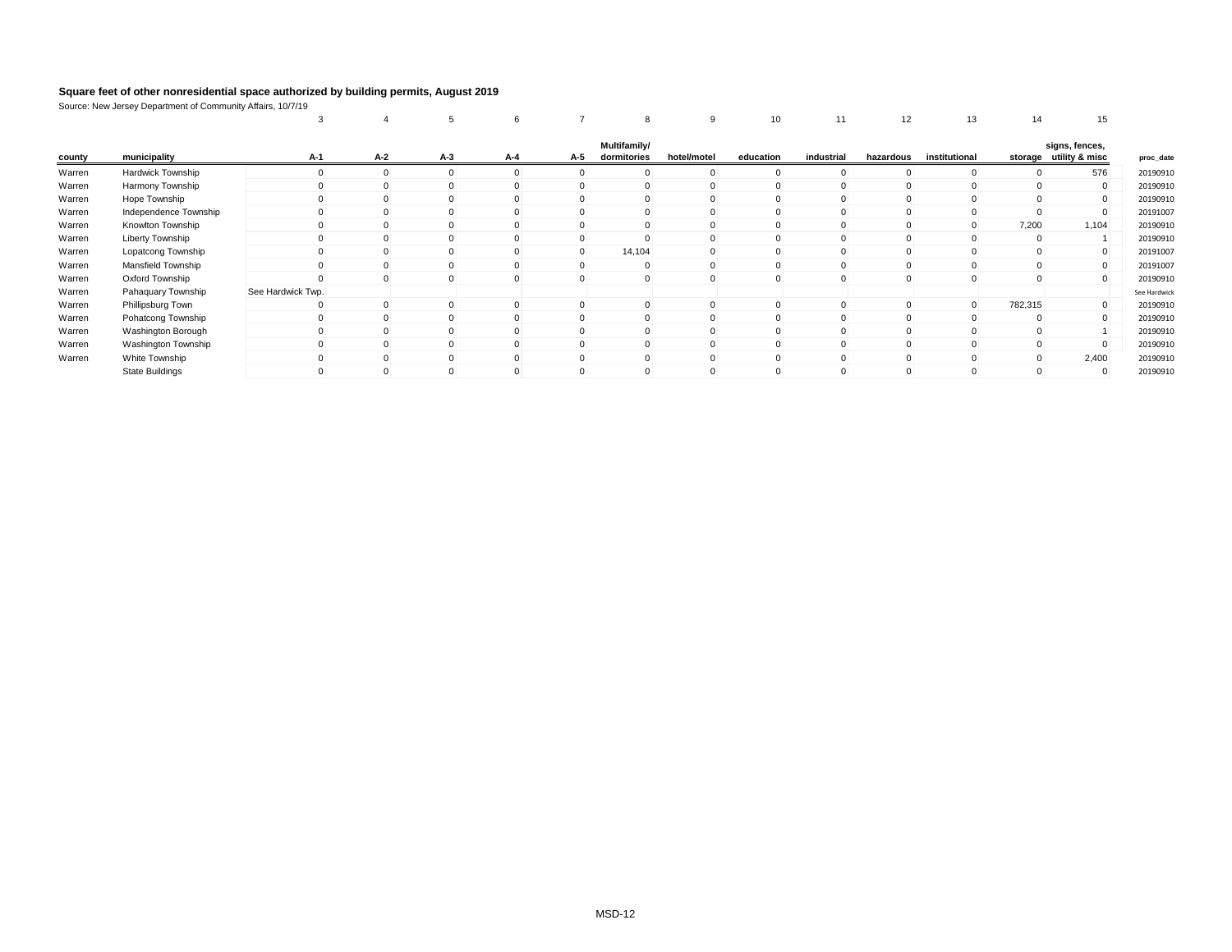**Square feet of other nonresidential space authorized by building permits, August 2019**

Source: New Jersey Department of Community Affairs, 10/7/19

| | | 3 | 4 | 5 | 6 | 7 | 8 | 9 | 10 | 11 | 12 | 13 | 14 | 15 | |
|---|---|---|---|---|---|---|---|---|---|---|---|---|---|---|---|
| county | municipality | A-1 | A-2 | A-3 | A-4 | A-5 | Multifamily/ dormitories | hotel/motel | education | industrial | hazardous | institutional | storage | signs, fences, utility & misc | proc_date |
| Warren | Hardwick Township | 0 | 0 | 0 | 0 | 0 | 0 | 0 | 0 | 0 | 0 | 0 | 0 | 576 | 20190910 |
| Warren | Harmony Township | 0 | 0 | 0 | 0 | 0 | 0 | 0 | 0 | 0 | 0 | 0 | 0 | 0 | 20190910 |
| Warren | Hope Township | 0 | 0 | 0 | 0 | 0 | 0 | 0 | 0 | 0 | 0 | 0 | 0 | 0 | 20190910 |
| Warren | Independence Township | 0 | 0 | 0 | 0 | 0 | 0 | 0 | 0 | 0 | 0 | 0 | 0 | 0 | 20191007 |
| Warren | Knowlton Township | 0 | 0 | 0 | 0 | 0 | 0 | 0 | 0 | 0 | 0 | 0 | 7,200 | 1,104 | 20190910 |
| Warren | Liberty Township | 0 | 0 | 0 | 0 | 0 | 0 | 0 | 0 | 0 | 0 | 0 | 0 | 1 | 20190910 |
| Warren | Lopatcong Township | 0 | 0 | 0 | 0 | 0 | 14,104 | 0 | 0 | 0 | 0 | 0 | 0 | 0 | 20191007 |
| Warren | Mansfield Township | 0 | 0 | 0 | 0 | 0 | 0 | 0 | 0 | 0 | 0 | 0 | 0 | 0 | 20191007 |
| Warren | Oxford Township | 0 | 0 | 0 | 0 | 0 | 0 | 0 | 0 | 0 | 0 | 0 | 0 | 0 | 20190910 |
| Warren | Pahaquary Township | See Hardwick Twp. | | | | | | | | | | | | | See Hardwick |
| Warren | Phillipsburg Town | 0 | 0 | 0 | 0 | 0 | 0 | 0 | 0 | 0 | 0 | 0 | 782,315 | 0 | 20190910 |
| Warren | Pohatcong Township | 0 | 0 | 0 | 0 | 0 | 0 | 0 | 0 | 0 | 0 | 0 | 0 | 0 | 20190910 |
| Warren | Washington Borough | 0 | 0 | 0 | 0 | 0 | 0 | 0 | 0 | 0 | 0 | 0 | 0 | 1 | 20190910 |
| Warren | Washington Township | 0 | 0 | 0 | 0 | 0 | 0 | 0 | 0 | 0 | 0 | 0 | 0 | 0 | 20190910 |
| Warren | White Township | 0 | 0 | 0 | 0 | 0 | 0 | 0 | 0 | 0 | 0 | 0 | 0 | 2,400 | 20190910 |
| | State Buildings | 0 | 0 | 0 | 0 | 0 | 0 | 0 | 0 | 0 | 0 | 0 | 0 | 0 | 20190910 |

MSD-12